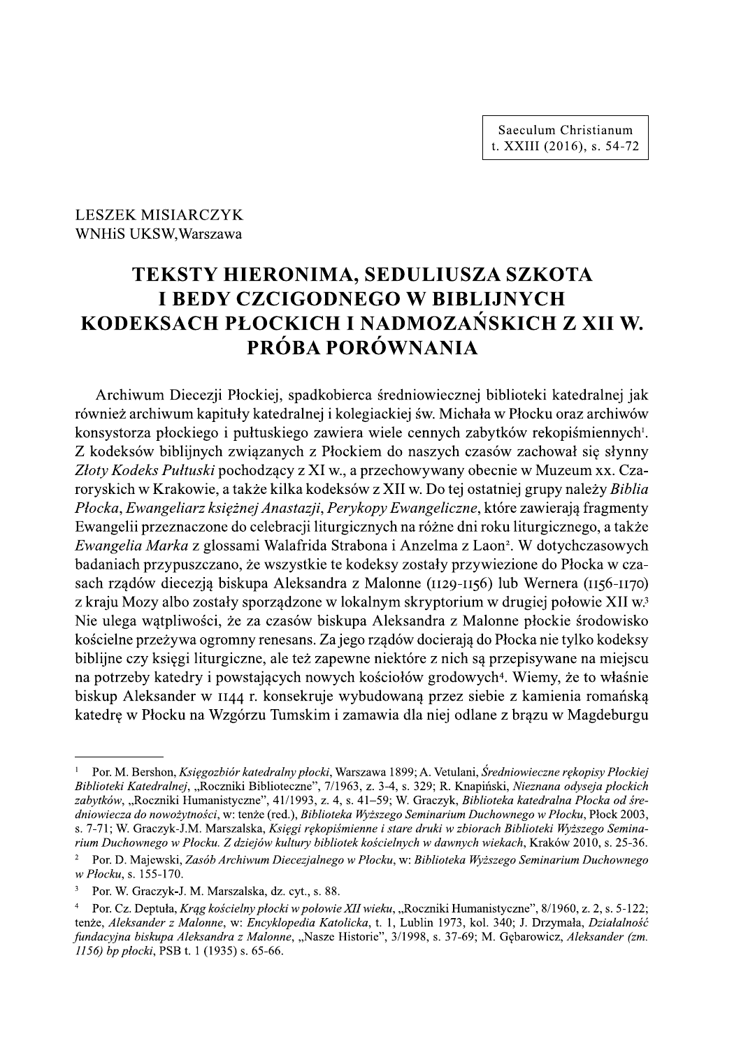Saeculum Christianum
t. XXIII (2016), s. 54-72

LESZEK MISIARCZYK
WNHiS UKSW, Warszawa

# TEKSTY HIERONIMA, SEDULIUSZA SZKOTA I BEDY CZCIGODNEGO W BIBLIJNYCH KODEKSACH PŁOCKICH I NADMOZAŃSKICH Z XII W. PRÓBA PORÓWNANIA

Archiwum Diecezji Płockiej, spadkobierca średniowiecznej biblioteki katedralnej jak również archiwum kapituły katedralnej i kolegiackiej św. Michała w Płocku oraz archiwów konsystorza płockiego i pułtuskiego zawiera wiele cennych zabytków rękopiśmiennych[1]. Z kodeksów biblijnych związanych z Płockiem do naszych czasów zachował się słynny *Złoty Kodeks Pułtuski* pochodzący z XI w., a przechowywany obecnie w Muzeum xx. Czaroryskich w Krakowie, a także kilka kodeksów z XII w. Do tej ostatniej grupy należy *Biblia Płocka*, *Ewangeliarz księżnej Anastazji*, *Perykopy Ewangeliczne*, które zawierają fragmenty Ewangelii przeznaczone do celebracji liturgicznych na różne dni roku liturgicznego, a także *Ewangelia Marka* z glossami Walafrida Strabona i Anzelma z Laon[2]. W dotychczasowych badaniach przypuszczano, że wszystkie te kodeksy zostały przywiezione do Płocka w czasach rządów diecezją biskupa Aleksandra z Malonne (1129-1156) lub Wernera (1156-1170) z kraju Mozy albo zostały sporządzone w lokalnym skryptorium w drugiej połowie XII w.[3] Nie ulega wątpliwości, że za czasów biskupa Aleksandra z Malonne płockie środowisko kościelne przeżywa ogromny renesans. Za jego rządów docierają do Płocka nie tylko kodeksy biblijne czy księgi liturgiczne, ale też zapewne niektóre z nich są przepisywane na miejscu na potrzeby katedry i powstających nowych kościołów grodowych[4]. Wiemy, że to właśnie biskup Aleksander w 1144 r. konsekruje wybudowaną przez siebie z kamienia romańską katedrę w Płocku na Wzgórzu Tumskim i zamawia dla niej odlane z brązu w Magdeburgu

---

[1] Por. M. Bershon, *Księgozbiór katedralny płocki*, Warszawa 1899; A. Vetulani, *Średniowieczne rękopisy Płockiej Biblioteki Katedralnej*, „Roczniki Biblioteczne", 7/1963, z. 3-4, s. 329; R. Knapiński, *Nieznana odyseja płockich zabytków*, „Roczniki Humanistyczne", 41/1993, z. 4, s. 41–59; W. Graczyk, *Biblioteka katedralna Płocka od średniowiecza do nowożytności*, w: tenże (red.), *Biblioteka Wyższego Seminarium Duchownego w Płocku*, Płock 2003, s. 7-71; W. Graczyk-J.M. Marszalska, *Księgi rękopiśmienne i stare druki w zbiorach Biblioteki Wyższego Seminarium Duchownego w Płocku. Z dziejów kultury bibliotek kościelnych w dawnych wiekach*, Kraków 2010, s. 25-36.

[2] Por. D. Majewski, *Zasób Archiwum Diecezjalnego w Płocku*, w: *Biblioteka Wyższego Seminarium Duchownego w Płocku*, s. 155-170.

[3] Por. W. Graczyk-J. M. Marszalska, dz. cyt., s. 88.

[4] Por. Cz. Deptuła, *Krąg kościelny płocki w połowie XII wieku*, „Roczniki Humanistyczne", 8/1960, z. 2, s. 5-122; tenże, *Aleksander z Malonne*, w: *Encyklopedia Katolicka*, t. 1, Lublin 1973, kol. 340; J. Drzymała, *Działalność fundacyjna biskupa Aleksandra z Malonne*, „Nasze Historie", 3/1998, s. 37-69; M. Gębarowicz, *Aleksander (zm. 1156) bp płocki*, PSB t. 1 (1935) s. 65-66.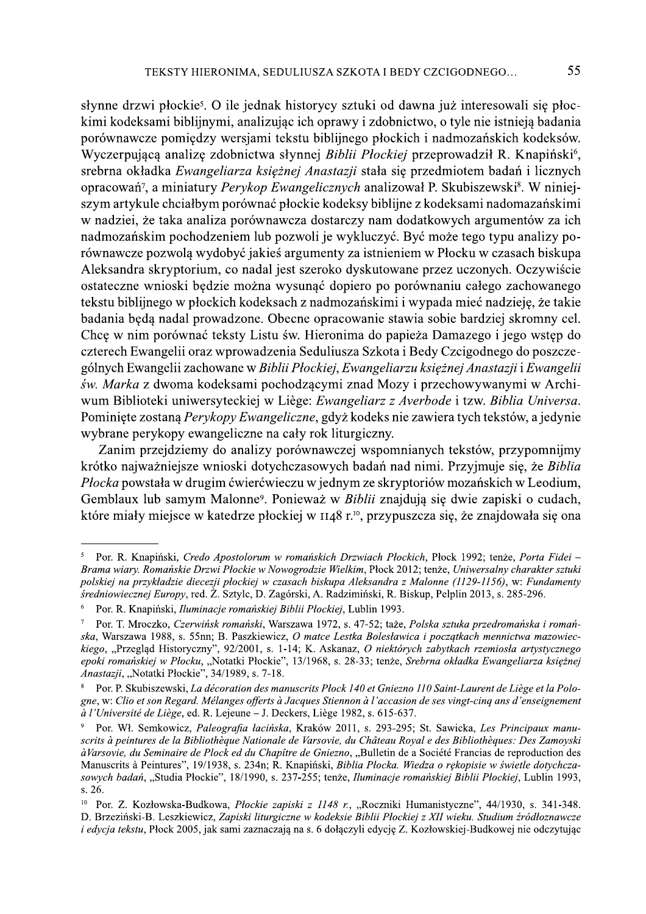słynne drzwi płockie[5]. O ile jednak historycy sztuki od dawna już interesowali się płockimi kodeksami biblijnymi, analizując ich oprawy i zdobnictwo, o tyle nie istnieją badania porównawcze pomiędzy wersjami tekstu biblijnego płockich i nadmozańskich kodeksów. Wyczerpującą analizę zdobnictwa słynnej *Biblii Płockiej* przeprowadził R. Knapiński[6], srebrna okładka *Ewangeliarza księżnej Anastazji* stała się przedmiotem badań i licznych opracowań[7], a miniatury *Perykop Ewangelicznych* analizował P. Skubiszewski[8]. W niniejszym artykule chciałbym porównać płockie kodeksy biblijne z kodeksami nadomazańskimi w nadziei, że taka analiza porównawcza dostarczy nam dodatkowych argumentów za ich nadmozańskim pochodzeniem lub pozwoli je wykluczyć. Być może tego typu analizy porównawcze pozwolą wydobyć jakieś argumenty za istnieniem w Płocku w czasach biskupa Aleksandra skryptorium, co nadal jest szeroko dyskutowane przez uczonych. Oczywiście ostateczne wnioski będzie można wysunąć dopiero po porównaniu całego zachowanego tekstu biblijnego w płockich kodeksach z nadmozańskimi i wypada mieć nadzieję, że takie badania będą nadal prowadzone. Obecne opracowanie stawia sobie bardziej skromny cel. Chcę w nim porównać teksty Listu św. Hieronima do papieża Damazego i jego wstęp do czterech Ewangelii oraz wprowadzenia Seduliusza Szkota i Bedy Czcigodnego do poszczególnych Ewangelii zachowane w *Biblii Płockiej*, *Ewangeliarzu księżnej Anastazji* i *Ewangelii św. Marka* z dwoma kodeksami pochodzącymi znad Mozy i przechowywanymi w Archiwum Biblioteki uniwersyteckiej w Liège: *Ewangeliarz z Averbode* i tzw. *Biblia Universa*. Pominięte zostaną *Perykopy Ewangeliczne*, gdyż kodeks nie zawiera tych tekstów, a jedynie wybrane perykopy ewangeliczne na cały rok liturgiczny.

Zanim przejdziemy do analizy porównawczej wspomnianych tekstów, przypomnijmy krótko najważniejsze wnioski dotychczasowych badań nad nimi. Przyjmuje się, że *Biblia Płocka* powstała w drugim ćwierćwieczu w jednym ze skryptoriów mozańskich w Leodium, Gemblaux lub samym Malonne[9]. Ponieważ w *Biblii* znajdują się dwie zapiski o cudach, które miały miejsce w katedrze płockiej w 1148 r.[10], przypuszcza się, że znajdowała się ona

---

[5] Por. R. Knapiński, *Credo Apostolorum w romańskich Drzwiach Płockich*, Płock 1992; tenże, *Porta Fidei – Brama wiary. Romańskie Drzwi Płockie w Nowogrodzie Wielkim*, Płock 2012; tenże, *Uniwersalny charakter sztuki polskiej na przykładzie diecezji płockiej w czasach biskupa Aleksandra z Malonne (1129-1156)*, w: *Fundamenty średniowiecznej Europy*, red. Z. Sztylc, D. Zagórski, A. Radzimiński, R. Biskup, Pelplin 2013, s. 285-296.

[6] Por. R. Knapiński, *Iluminacje romańskiej Biblii Płockiej*, Lublin 1993.

[7] Por. T. Mroczko, *Czerwińsk romański*, Warszawa 1972, s. 47-52; taże, *Polska sztuka przedromańska i romańska*, Warszawa 1988, s. 55nn; B. Paszkiewicz, *O matce Lestka Bolesławica i początkach mennictwa mazowieckiego*, „Przegląd Historyczny", 92/2001, s. 1-14; K. Askanaz, *O niektórych zabytkach rzemiosła artystycznego epoki romańskiej w Płocku*, „Notatki Płockie", 13/1968, s. 28-33; tenże, *Srebrna okładka Ewangeliarza księżnej Anastazji*, „Notatki Płockie", 34/1989, s. 7-18.

[8] Por. P. Skubiszewski, *La décoration des manuscrits Płock 140 et Gniezno 110 Saint-Laurent de Liège et la Pologne*, w: *Clio et son Regard. Mélanges offerts à Jacques Stiennon à l'accasion de ses vingt-cinq ans d'enseignement à l'Université de Liège*, ed. R. Lejeune – J. Deckers, Liège 1982, s. 615-637.

[9] Por. Wł. Semkowicz, *Paleografia łacińska*, Kraków 2011, s. 293-295; St. Sawicka, *Les Principaux manuscrits à peintures de la Bibliothèque Nationale de Varsovie, du Château Royal e des Bibliothèques: Des Zamoyski àVarsovie, du Seminaire de Plock ed du Chapître de Gniezno*, „Bulletin de a Société Francias de reproduction des Manuscrits à Peintures", 19/1938, s. 234n; R. Knapiński, *Biblia Płocka. Wiedza o rękopisie w świetle dotychczasowych badań*, „Studia Płockie", 18/1990, s. 237-255; tenże, *Iluminacje romańskiej Biblii Płockiej*, Lublin 1993, s. 26.

[10] Por. Z. Kozłowska-Budkowa, *Płockie zapiski z 1148 r.*, „Roczniki Humanistyczne", 44/1930, s. 341-348. D. Brzeziński-B. Leszkiewicz, *Zapiski liturgiczne w kodeksie Biblii Płockiej z XII wieku. Studium źródłoznawcze i edycja tekstu*, Płock 2005, jak sami zaznaczają na s. 6 dołączyli edycję Z. Kozłowskiej-Budkowej nie odczytując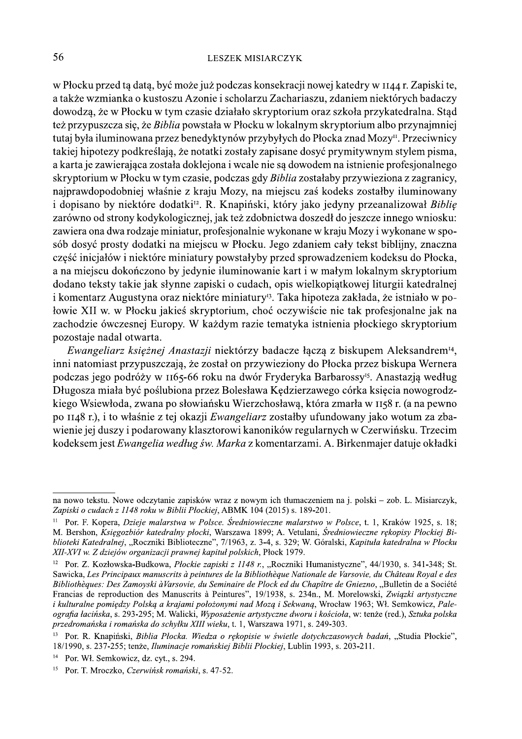w Płocku przed tą datą, być może już podczas konsekracji nowej katedry w 1144 r. Zapiski te, a także wzmianka o kustoszu Azonie i scholarzu Zachariaszu, zdaniem niektórych badaczy dowodzą, że w Płocku w tym czasie działało skryptorium oraz szkoła przykatedralna. Stąd też przypuszcza się, że *Biblia* powstała w Płocku w lokalnym skryptorium albo przynajmniej tutaj była iluminowana przez benedyktynów przybyłych do Płocka znad Mozy[11]. Przeciwnicy takiej hipotezy podkreślają, że notatki zostały zapisane dosyć prymitywnym stylem pisma, a karta je zawierająca została doklejona i wcale nie są dowodem na istnienie profesjonalnego skryptorium w Płocku w tym czasie, podczas gdy *Biblia* zostałaby przywieziona z zagranicy, najprawdopodobniej właśnie z kraju Mozy, na miejscu zaś kodeks zostałby iluminowany i dopisano by niektóre dodatki[12]. R. Knapiński, który jako jedyny przeanalizował *Biblię* zarówno od strony kodykologicznej, jak też zdobnictwa doszedł do jeszcze innego wniosku: zawiera ona dwa rodzaje miniatur, profesjonalnie wykonane w kraju Mozy i wykonane w sposób dosyć prosty dodatki na miejscu w Płocku. Jego zdaniem cały tekst biblijny, znaczna część inicjałów i niektóre miniatury powstałyby przed sprowadzeniem kodeksu do Płocka, a na miejscu dokończono by jedynie iluminowanie kart i w małym lokalnym skryptorium dodano teksty takie jak słynne zapiski o cudach, opis wielkopiątkowej liturgii katedralnej i komentarz Augustyna oraz niektóre miniatury[13]. Taka hipoteza zakłada, że istniało w połowie XII w. w Płocku jakieś skryptorium, choć oczywiście nie tak profesjonalne jak na zachodzie ówczesnej Europy. W każdym razie tematyka istnienia płockiego skryptorium pozostaje nadal otwarta.

*Ewangeliarz księżnej Anastazji* niektórzy badacze łączą z biskupem Aleksandrem[14], inni natomiast przypuszczają, że został on przywieziony do Płocka przez biskupa Wernera podczas jego podróży w 1165-66 roku na dwór Fryderyka Barbarossy[15]. Anastazją według Długosza miała być poślubiona przez Bolesława Kędzierzawego córka księcia nowogrodzkiego Wsiewłoda, zwana po słowiańsku Wierzchosławą, która zmarła w 1158 r. (a na pewno po 1148 r.), i to właśnie z tej okazji *Ewangeliarz* zostałby ufundowany jako wotum za zbawienie jej duszy i podarowany klasztorowi kanoników regularnych w Czerwińsku. Trzecim kodeksem jest *Ewangelia według św. Marka* z komentarzami. A. Birkenmajer datuje okładki

---

na nowo tekstu. Nowe odczytanie zapisków wraz z nowym ich tłumaczeniem na j. polski – zob. L. Misiarczyk, *Zapiski o cudach z 1148 roku w Biblii Płockiej*, ABMK 104 (2015) s. 189-201.

[11] Por. F. Kopera, *Dzieje malarstwa w Polsce. Średniowieczne malarstwo w Polsce*, t. 1, Kraków 1925, s. 18; M. Bershon, *Księgozbiór katedralny płocki*, Warszawa 1899; A. Vetulani, *Średniowieczne rękopisy Płockiej Biblioteki Katedralnej*, „Roczniki Biblioteczne", 7/1963, z. 3-4, s. 329; W. Góralski, *Kapituła katedralna w Płocku XII-XVI w. Z dziejów organizacji prawnej kapituł polskich*, Płock 1979.

[12] Por. Z. Kozłowska-Budkowa, *Płockie zapiski z 1148 r.*, „Roczniki Humanistyczne", 44/1930, s. 341-348; St. Sawicka, *Les Principaux manuscrits à peintures de la Bibliothèque Nationale de Varsovie, du Château Royal e des Bibliothèques: Des Zamoyski àVarsovie, du Seminaire de Plock ed du Chapître de Gniezno*, „Bulletin de a Société Francias de reproduction des Manuscrits à Peintures", 19/1938, s. 234n., M. Morelowski, *Związki artystyczne i kulturalne pomiędzy Polską a krajami położonymi nad Mozą i Sekwaną*, Wrocław 1963; Wł. Semkowicz, *Paleografia łacińska*, s. 293-295; M. Walicki, *Wyposażenie artystyczne dworu i kościoła*, w: tenże (red.), *Sztuka polska przedromańska i romańska do schyłku XIII wieku*, t. 1, Warszawa 1971, s. 249-303.

[13] Por. R. Knapiński, *Biblia Płocka. Wiedza o rękopisie w świetle dotychczasowych badań*, „Studia Płockie", 18/1990, s. 237-255; tenże, *Iluminacje romańskiej Biblii Płockiej*, Lublin 1993, s. 203-211.

[14] Por. Wł. Semkowicz, dz. cyt., s. 294.

[15] Por. T. Mroczko, *Czerwińsk romański*, s. 47-52.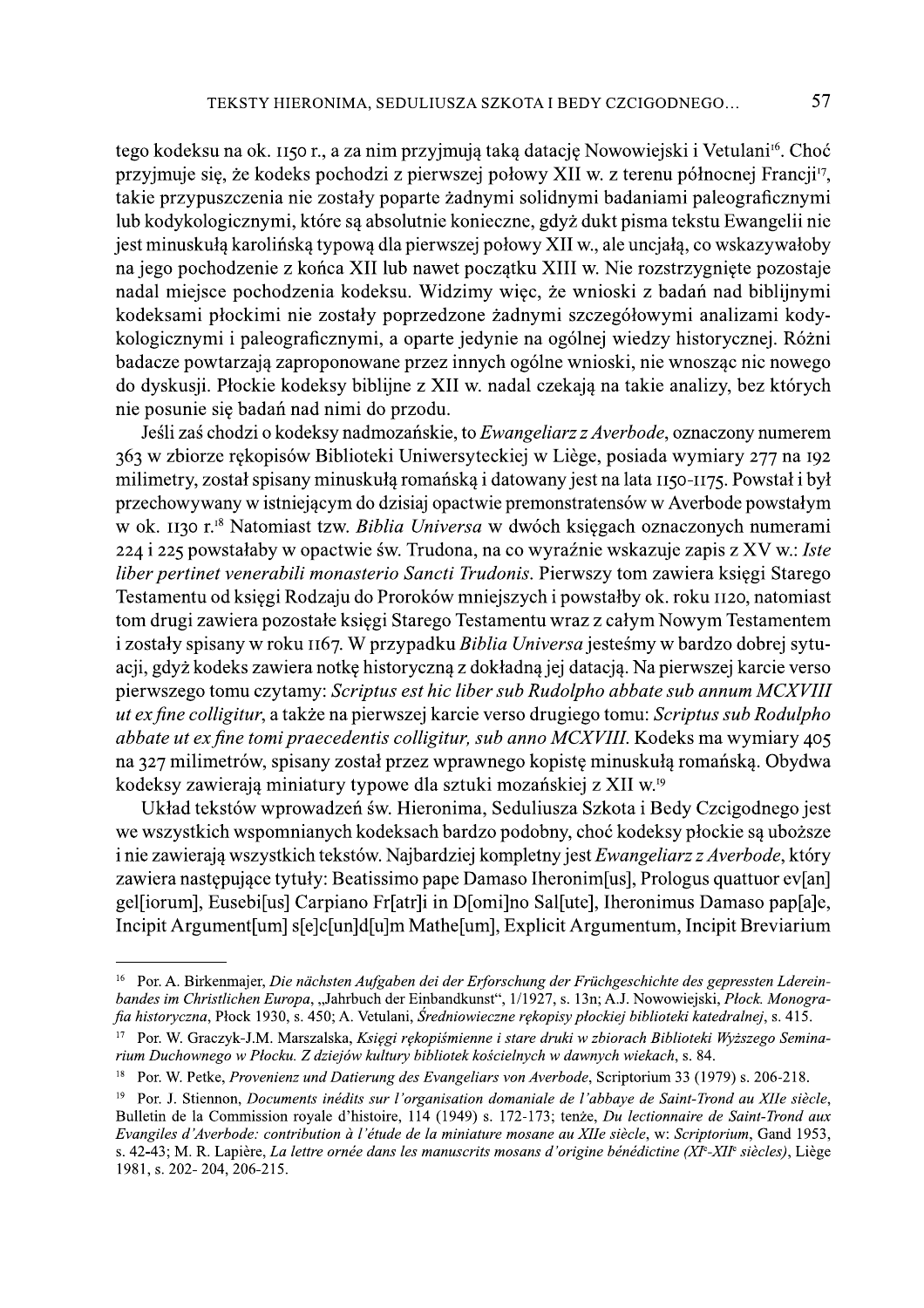tego kodeksu na ok. 1150 r., a za nim przyjmują taką datację Nowowiejski i Vetulani[16]. Choć przyjmuje się, że kodeks pochodzi z pierwszej połowy XII w. z terenu północnej Francji[17], takie przypuszczenia nie zostały poparte żadnymi solidnymi badaniami paleograficznymi lub kodykologicznymi, które są absolutnie konieczne, gdyż dukt pisma tekstu Ewangelii nie jest minuskułą karolińską typową dla pierwszej połowy XII w., ale uncjałą, co wskazywałoby na jego pochodzenie z końca XII lub nawet początku XIII w. Nie rozstrzygnięte pozostaje nadal miejsce pochodzenia kodeksu. Widzimy więc, że wnioski z badań nad biblijnymi kodeksami płockimi nie zostały poprzedzone żadnymi szczegółowymi analizami kodykologicznymi i paleograficznymi, a oparte jedynie na ogólnej wiedzy historycznej. Różni badacze powtarzają zaproponowane przez innych ogólne wnioski, nie wnosząc nic nowego do dyskusji. Płockie kodeksy biblijne z XII w. nadal czekają na takie analizy, bez których nie posunie się badań nad nimi do przodu.

Jeśli zaś chodzi o kodeksy nadmozańskie, to *Ewangeliarz z Averbode*, oznaczony numerem 363 w zbiorze rękopisów Biblioteki Uniwersyteckiej w Liège, posiada wymiary 277 na 192 milimetry, został spisany minuskułą romańską i datowany jest na lata 1150-1175. Powstał i był przechowywany w istniejącym do dzisiaj opactwie premonstratensów w Averbode powstałym w ok. 1130 r.[18] Natomiast tzw. *Biblia Universa* w dwóch księgach oznaczonych numerami 224 i 225 powstałaby w opactwie św. Trudona, na co wyraźnie wskazuje zapis z XV w.: *Iste liber pertinet venerabili monasterio Sancti Trudonis*. Pierwszy tom zawiera księgi Starego Testamentu od księgi Rodzaju do Proroków mniejszych i powstałby ok. roku 1120, natomiast tom drugi zawiera pozostałe księgi Starego Testamentu wraz z całym Nowym Testamentem i zostały spisany w roku 1167. W przypadku *Biblia Universa* jesteśmy w bardzo dobrej sytuacji, gdyż kodeks zawiera notkę historyczną z dokładną jej datacją. Na pierwszej karcie verso pierwszego tomu czytamy: *Scriptus est hic liber sub Rudolpho abbate sub annum MCXVIII ut ex fine colligitur*, a także na pierwszej karcie verso drugiego tomu: *Scriptus sub Rodulpho abbate ut ex fine tomi praecedentis colligitur, sub anno MCXVIII*. Kodeks ma wymiary 405 na 327 milimetrów, spisany został przez wprawnego kopistę minuskułą romańską. Obydwa kodeksy zawierają miniatury typowe dla sztuki mozańskiej z XII w.[19]

Układ tekstów wprowadzeń św. Hieronima, Seduliusza Szkota i Bedy Czcigodnego jest we wszystkich wspomnianych kodeksach bardzo podobny, choć kodeksy płockie są uboższe i nie zawierają wszystkich tekstów. Najbardziej kompletny jest *Ewangeliarz z Averbode*, który zawiera następujące tytuły: Beatissimo pape Damaso Iheronim[us], Prologus quattuor ev[an]gel[iorum], Eusebi[us] Carpiano Fr[atr]i in D[omi]no Sal[ute], Iheronimus Damaso pap[a]e, Incipit Argument[um] s[e]c[un]d[u]m Mathe[um], Explicit Argumentum, Incipit Breviarium

---

[16] Por. A. Birkenmajer, *Die nächsten Aufgaben dei der Erforschung der Früchgeschichte des gepressten Ldereinbandes im Christlichen Europa*, „Jahrbuch der Einbandkunst", 1/1927, s. 13n; A.J. Nowowiejski, *Płock. Monografia historyczna*, Płock 1930, s. 450; A. Vetulani, *Średniowieczne rękopisy płockiej biblioteki katedralnej*, s. 415.

[17] Por. W. Graczyk-J.M. Marszalska, *Księgi rękopiśmienne i stare druki w zbiorach Biblioteki Wyższego Seminarium Duchownego w Płocku. Z dziejów kultury bibliotek kościelnych w dawnych wiekach*, s. 84.

[18] Por. W. Petke, *Provenienz und Datierung des Evangeliars von Averbode*, Scriptorium 33 (1979) s. 206-218.

[19] Por. J. Stiennon, *Documents inédits sur l'organisation domaniale de l'abbaye de Saint-Trond au XIIe siècle*, Bulletin de la Commission royale d'histoire, 114 (1949) s. 172-173; tenże, *Du lectionnaire de Saint-Trond aux Evangiles d'Averbode: contribution à l'étude de la miniature mosane au XIIe siècle*, w: *Scriptorium*, Gand 1953, s. 42-43; M. R. Lapière, *La lettre ornée dans les manuscrits mosans d'origine bénédictine (XI^e-XII^e siècles)*, Liège 1981, s. 202- 204, 206-215.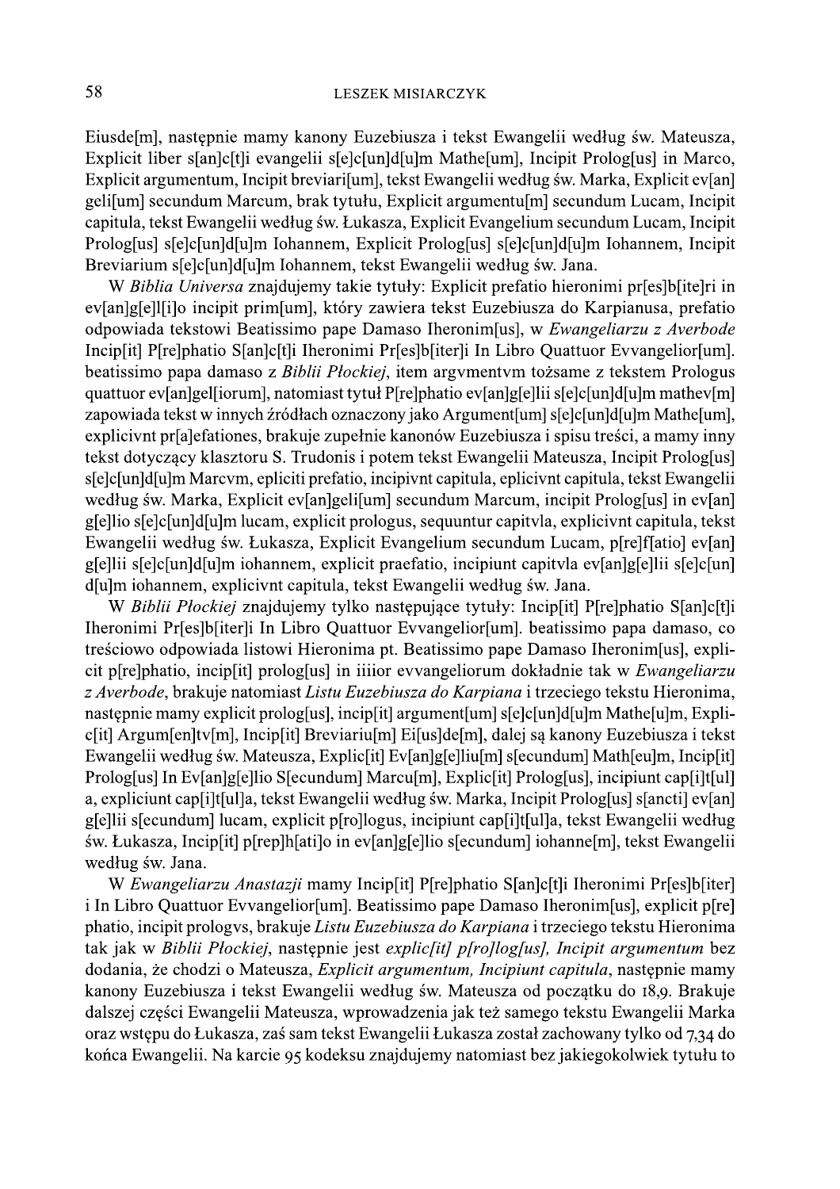Eiusde[m], następnie mamy kanony Euzebiusza i tekst Ewangelii według św. Mateusza, Explicit liber s[an]c[t]i evangelii s[e]c[un]d[u]m Mathe[um], Incipit Prolog[us] in Marco, Explicit argumentum, Incipit breviari[um], tekst Ewangelii według św. Marka, Explicit ev[an]geli[um] secundum Marcum, brak tytułu, Explicit argumentu[m] secundum Lucam, Incipit capitula, tekst Ewangelii według św. Łukasza, Explicit Evangelium secundum Lucam, Incipit Prolog[us] s[e]c[un]d[u]m Iohannem, Explicit Prolog[us] s[e]c[un]d[u]m Iohannem, Incipit Breviarium s[e]c[un]d[u]m Iohannem, tekst Ewangelii według św. Jana.

W *Biblia Universa* znajdujemy takie tytuły: Explicit prefatio hieronimi pr[es]b[ite]ri in ev[an]g[e]l[i]o incipit prim[um], który zawiera tekst Euzebiusza do Karpianusa, prefatio odpowiada tekstowi Beatissimo pape Damaso Iheronim[us], w *Ewangeliarzu z Averbode* Incip[it] P[re]phatio S[an]c[t]i Iheronimi Pr[es]b[iter]i In Libro Quattuor Evvangelior[um]. beatissimo papa damaso z *Biblii Płockiej*, item argvmentvm tożsame z tekstem Prologus quattuor ev[an]gel[iorum], natomiast tytuł P[re]phatio ev[an]g[e]lii s[e]c[un]d[u]m mathev[m] zapowiada tekst w innych źródłach oznaczony jako Argument[um] s[e]c[un]d[u]m Mathe[um], explicivnt pr[a]efationes, brakuje zupełnie kanonów Euzebiusza i spisu treści, a mamy inny tekst dotyczący klasztoru S. Trudonis i potem tekst Ewangelii Mateusza, Incipit Prolog[us] s[e]c[un]d[u]m Marcvm, epliciti prefatio, incipivnt capitula, eplicivnt capitula, tekst Ewangelii według św. Marka, Explicit ev[an]geli[um] secundum Marcum, incipit Prolog[us] in ev[an]g[e]lio s[e]c[un]d[u]m lucam, explicit prologus, sequuntur capitvla, explicivnt capitula, tekst Ewangelii według św. Łukasza, Explicit Evangelium secundum Lucam, p[re]f[atio] ev[an]g[e]lii s[e]c[un]d[u]m iohannem, explicit praefatio, incipiunt capitvla ev[an]g[e]lii s[e]c[un]d[u]m iohannem, explicivnt capitula, tekst Ewangelii według św. Jana.

W *Biblii Płockiej* znajdujemy tylko następujące tytuły: Incip[it] P[re]phatio S[an]c[t]i Iheronimi Pr[es]b[iter]i In Libro Quattuor Evvangelior[um]. beatissimo papa damaso, co treściowo odpowiada listowi Hieronima pt. Beatissimo pape Damaso Iheronim[us], explicit p[re]phatio, incip[it] prolog[us] in iiiior evvangeliorum dokładnie tak w *Ewangeliarzu z Averbode*, brakuje natomiast *Listu Euzebiusza do Karpiana* i trzeciego tekstu Hieronima, następnie mamy explicit prolog[us], incip[it] argument[um] s[e]c[un]d[u]m Mathe[u]m, Explic[it] Argum[en]tv[m], Incip[it] Breviariu[m] Ei[us]de[m], dalej są kanony Euzebiusza i tekst Ewangelii według św. Mateusza, Explic[it] Ev[an]g[e]liu[m] s[ecundum] Math[eu]m, Incip[it] Prolog[us] In Ev[an]g[e]lio S[ecundum] Marcu[m], Explic[it] Prolog[us], incipiunt cap[i]t[ul]a, expliciunt cap[i]t[ul]a, tekst Ewangelii według św. Marka, Incipit Prolog[us] s[ancti] ev[an]g[e]lii s[ecundum] lucam, explicit p[ro]logus, incipiunt cap[i]t[ul]a, tekst Ewangelii według św. Łukasza, Incip[it] p[rep]h[ati]o in ev[an]g[e]lio s[ecundum] iohanne[m], tekst Ewangelii według św. Jana.

W *Ewangeliarzu Anastazji* mamy Incip[it] P[re]phatio S[an]c[t]i Iheronimi Pr[es]b[iter]i In Libro Quattuor Evvangelior[um]. Beatissimo pape Damaso Iheronim[us], explicit p[re]phatio, incipit prologvs, brakuje *Listu Euzebiusza do Karpiana* i trzeciego tekstu Hieronima tak jak w *Biblii Płockiej*, następnie jest *explic[it] p[ro]log[us], Incipit argumentum* bez dodania, że chodzi o Mateusza, *Explicit argumentum, Incipiunt capitula*, następnie mamy kanony Euzebiusza i tekst Ewangelii według św. Mateusza od początku do 18,9. Brakuje dalszej części Ewangelii Mateusza, wprowadzenia jak też samego tekstu Ewangelii Marka oraz wstępu do Łukasza, zaś sam tekst Ewangelii Łukasza został zachowany tylko od 7,34 do końca Ewangelii. Na karcie 95 kodeksu znajdujemy natomiast bez jakiegokolwiek tytułu to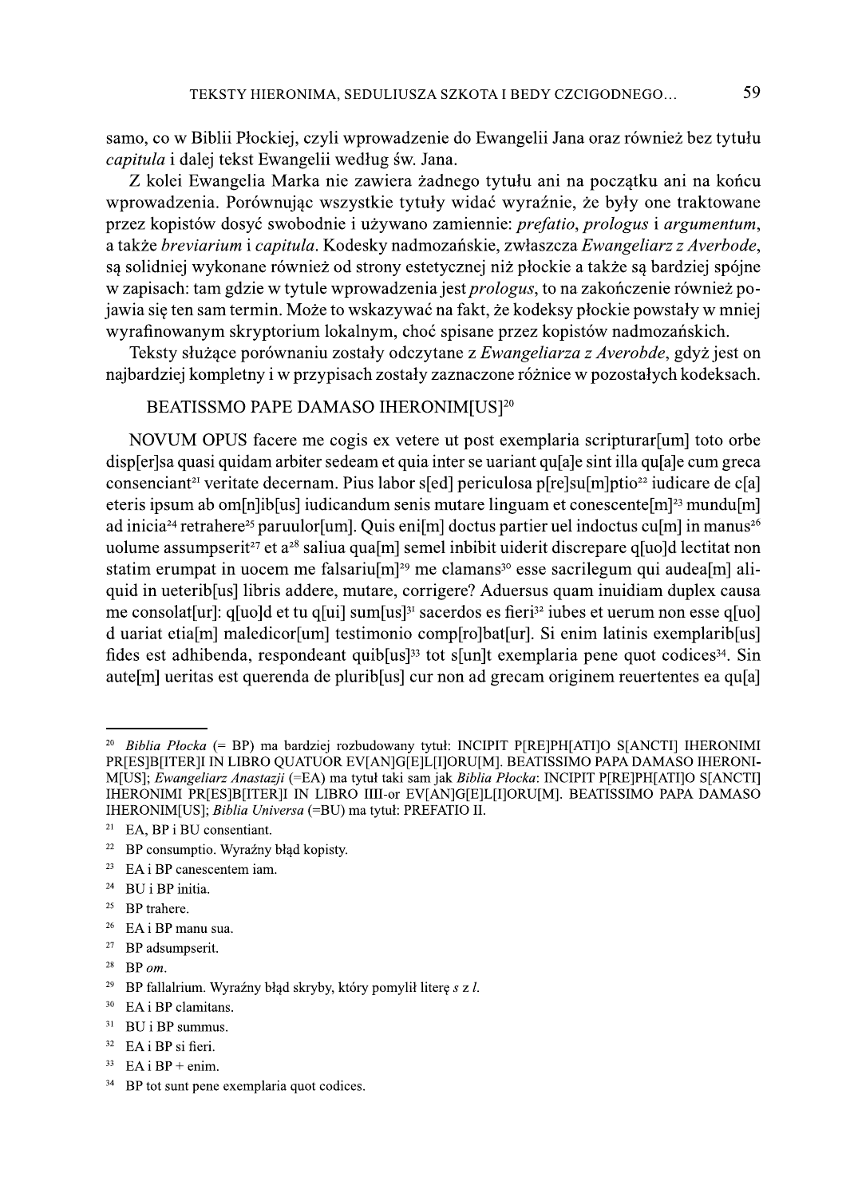samo, co w Biblii Płockiej, czyli wprowadzenie do Ewangelii Jana oraz również bez tytułu *capitula* i dalej tekst Ewangelii według św. Jana.

Z kolei Ewangelia Marka nie zawiera żadnego tytułu ani na początku ani na końcu wprowadzenia. Porównując wszystkie tytuły widać wyraźnie, że były one traktowane przez kopistów dosyć swobodnie i używano zamiennie: *prefatio*, *prologus* i *argumentum*, a także *breviarium* i *capitula*. Kodesky nadmozańskie, zwłaszcza *Ewangeliarz z Averbode*, są solidniej wykonane również od strony estetycznej niż płockie a także są bardziej spójne w zapisach: tam gdzie w tytule wprowadzenia jest *prologus*, to na zakończenie również pojawia się ten sam termin. Może to wskazywać na fakt, że kodeksy płockie powstały w mniej wyrafinowanym skryptorium lokalnym, choć spisane przez kopistów nadmozańskich.

Teksty służące porównaniu zostały odczytane z *Ewangeliarza z Averobde*, gdyż jest on najbardziej kompletny i w przypisach zostały zaznaczone różnice w pozostałych kodeksach.

BEATISSMO PAPE DAMASO IHERONIM[US][20]

NOVUM OPUS facere me cogis ex vetere ut post exemplaria scripturar[um] toto orbe disp[er]sa quasi quidam arbiter sedeam et quia inter se uariant qu[a]e sint illa qu[a]e cum greca consenciant[21] veritate decernam. Pius labor s[ed] periculosa p[re]su[m]ptio[22] iudicare de c[a]eteris ipsum ab om[n]ib[us] iudicandum senis mutare linguam et conescente[m][23] mundu[m] ad inicia[24] retrahere[25] paruulor[um]. Quis eni[m] doctus partier uel indoctus cu[m] in manus[26] uolume assumpserit[27] et a[28] saliua qua[m] semel inbibit uiderit discrepare q[uo]d lectitat non statim erumpat in uocem me falsariu[m][29] me clamans[30] esse sacrilegum qui audea[m] aliquid in ueterib[us] libris addere, mutare, corrigere? Aduersus quam inuidiam duplex causa me consolat[ur]: q[uo]d et tu q[ui] sum[us][31] sacerdos es fieri[32] iubes et uerum non esse q[uo] d uariat etia[m] maledicor[um] testimonio comp[ro]bat[ur]. Si enim latinis exemplarib[us] fides est adhibenda, respondeant quib[us][33] tot s[un]t exemplaria pene quot codices[34]. Sin aute[m] ueritas est querenda de plurib[us] cur non ad grecam originem reuertentes ea qu[a]

---

[20] *Biblia Płocka* (= BP) ma bardziej rozbudowany tytuł: INCIPIT P[RE]PH[ATI]O S[ANCTI] IHERONIMI PR[ES]B[ITER]I IN LIBRO QUATUOR EV[AN]G[E]L[I]ORU[M]. BEATISSIMO PAPA DAMASO IHERONIM[US]; *Ewangeliarz Anastazji* (=EA) ma tytuł taki sam jak *Biblia Płocka*: INCIPIT P[RE]PH[ATI]O S[ANCTI] IHERONIMI PR[ES]B[ITER]I IN LIBRO IIII-or EV[AN]G[E]L[I]ORU[M]. BEATISSIMO PAPA DAMASO IHERONIM[US]; *Biblia Universa* (=BU) ma tytuł: PREFATIO II.

[21] EA, BP i BU consentiant.

[22] BP consumptio. Wyraźny błąd kopisty.

[23] EA i BP canescentem iam.

[24] BU i BP initia.

[25] BP trahere.

[26] EA i BP manu sua.

[27] BP adsumpserit.

[28] BP *om*.

[29] BP fallalrium. Wyraźny błąd skryby, który pomylił literę *s* z *l*.

[30] EA i BP clamitans.

[31] BU i BP summus.

[32] EA i BP si fieri.

[33] EA i BP + enim.

[34] BP tot sunt pene exemplaria quot codices.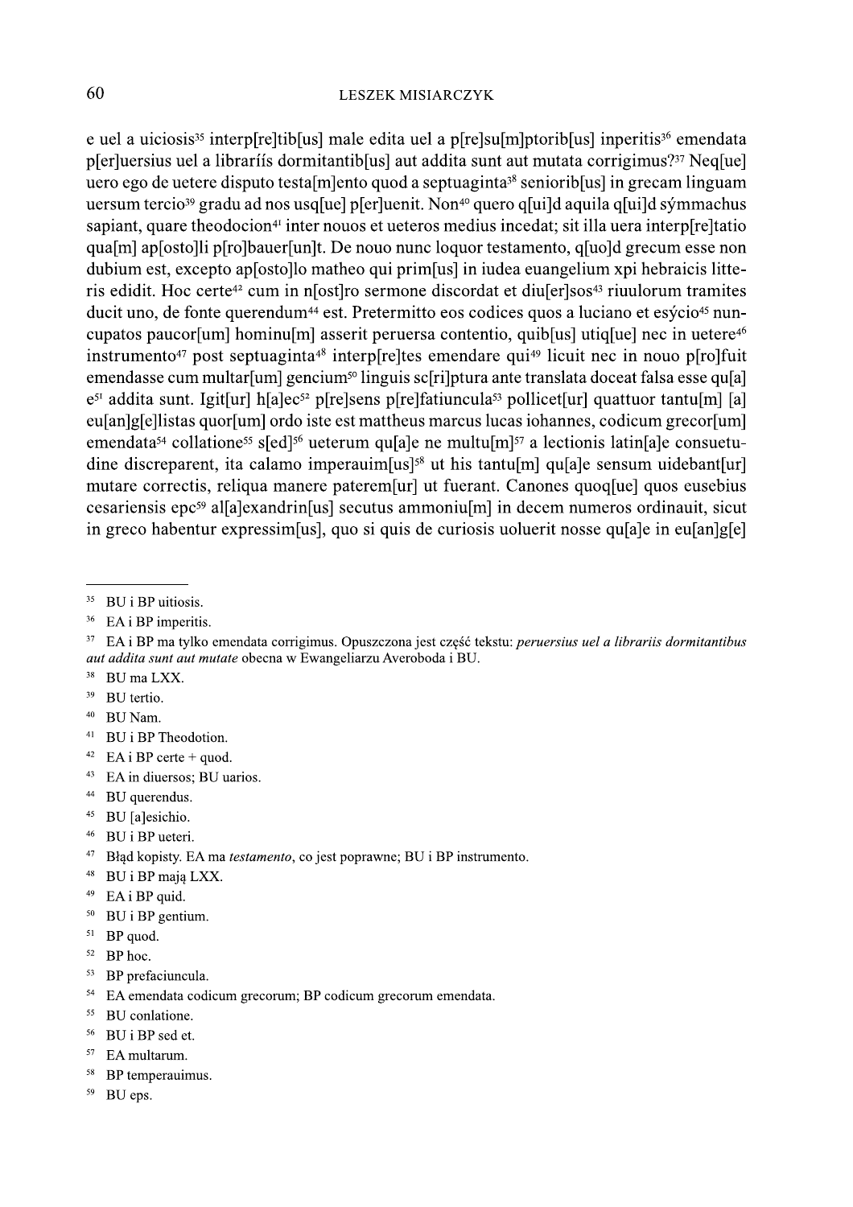e uel a uiciosis[35] interp[re]tib[us] male edita uel a p[re]su[m]ptorib[us] inperitis[36] emendata p[er]uersius uel a librariís dormitantib[us] aut addita sunt aut mutata corrigimus?[37] Neq[ue] uero ego de uetere disputo testa[m]ento quod a septuaginta[38] seniorib[us] in grecam linguam uersum tercio[39] gradu ad nos usq[ue] p[er]uenit. Non[40] quero q[ui]d aquila q[ui]d sýmmachus sapiant, quare theodocion[41] inter nouos et ueteros medius incedat; sit illa uera interp[re]tatio qua[m] ap[osto]li p[ro]bauer[un]t. De nouo nunc loquor testamento, q[uo]d grecum esse non dubium est, excepto ap[osto]lo matheo qui prim[us] in iudea euangelium xpi hebraicis litteris edidit. Hoc certe[42] cum in n[ost]ro sermone discordat et diu[er]sos[43] riuulorum tramites ducit uno, de fonte querendum[44] est. Pretermitto eos codices quos a luciano et esýcio[45] nuncupatos paucor[um] hominu[m] asserit peruersa contentio, quib[us] utiq[ue] nec in uetere[46] instrumento[47] post septuaginta[48] interp[re]tes emendare qui[49] licuit nec in nouo p[ro]fuit emendasse cum multar[um] gencium[50] linguis sc[ri]ptura ante translata doceat falsa esse qu[a]e[51] addita sunt. Igit[ur] h[a]ec[52] p[re]sens p[re]fatiuncula[53] pollicet[ur] quattuor tantu[m] [a] eu[an]g[e]listas quor[um] ordo iste est mattheus marcus lucas iohannes, codicum grecor[um] emendata[54] collatione[55] s[ed][56] ueterum qu[a]e ne multu[m][57] a lectionis latin[a]e consuetudine discreparent, ita calamo imperauim[us][58] ut his tantu[m] qu[a]e sensum uidebant[ur] mutare correctis, reliqua manere paterem[ur] ut fuerant. Canones quoq[ue] quos eusebius cesariensis epc[59] al[a]exandrin[us] secutus ammoniu[m] in decem numeros ordinauit, sicut in greco habentur expressim[us], quo si quis de curiosis uoluerit nosse qu[a]e in eu[an]g[e]

---

[35] BU i BP uitiosis.

[36] EA i BP imperitis.

[37] EA i BP ma tylko emendata corrigimus. Opuszczona jest część tekstu: *peruersius uel a librariis dormitantibus aut addita sunt aut mutate* obecna w Ewangeliarzu Averoboda i BU.

[38] BU ma LXX.

[39] BU tertio.

[40] BU Nam.

[41] BU i BP Theodotion.

[42] EA i BP certe + quod.

[43] EA in diuersos; BU uarios.

[44] BU querendus.

[45] BU [a]esichio.

[46] BU i BP ueteri.

[47] Błąd kopisty. EA ma *testamento*, co jest poprawne; BU i BP instrumento.

[48] BU i BP mają LXX.

[49] EA i BP quid.

[50] BU i BP gentium.

[51] BP quod.

[52] BP hoc.

[53] BP prefaciuncula.

[54] EA emendata codicum grecorum; BP codicum grecorum emendata.

[55] BU conlatione.

[56] BU i BP sed et.

[57] EA multarum.

[58] BP temperauimus.

[59] BU eps.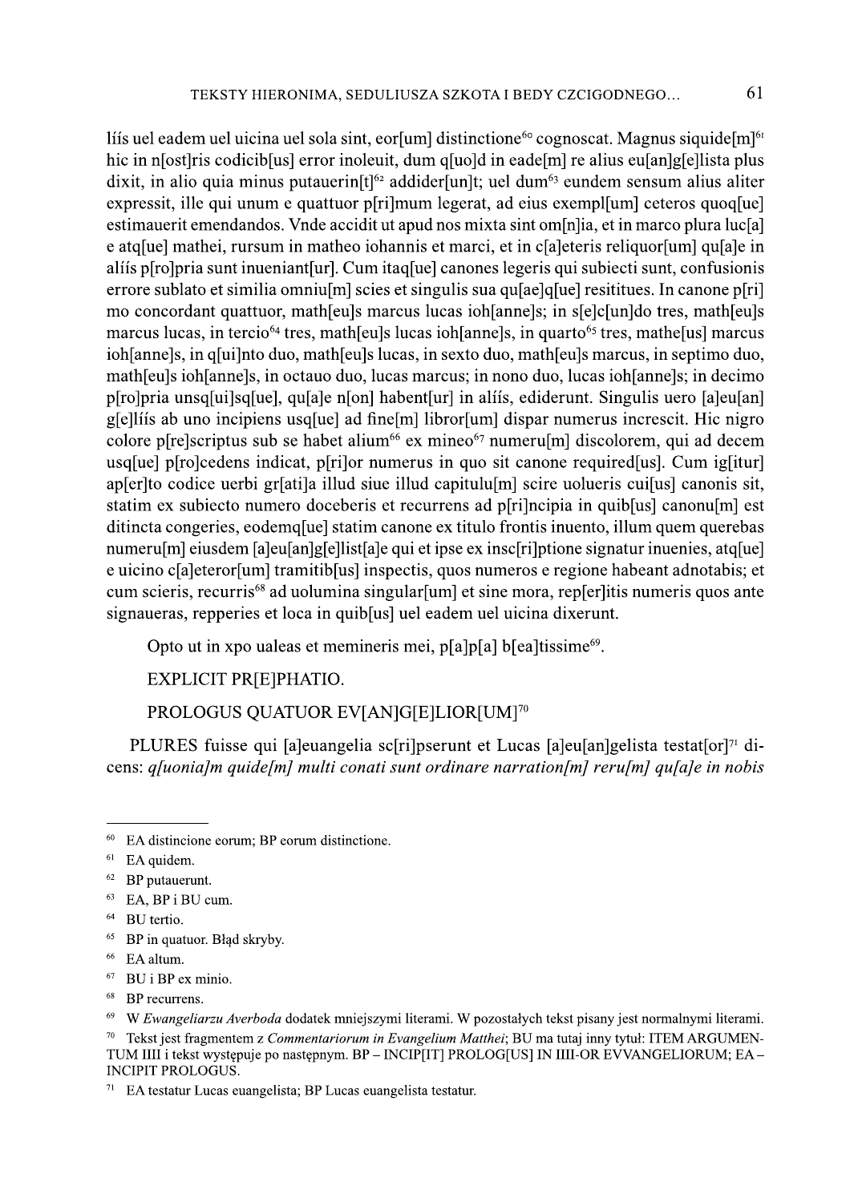líís uel eadem uel uicina uel sola sint, eor[um] distinctione[60] cognoscat. Magnus siquide[m][61] hic in n[ost]ris codicib[us] error inoleuit, dum q[uo]d in eade[m] re alius eu[an]g[e]lista plus dixit, in alio quia minus putauerin[t][62] addider[un]t; uel dum[63] eundem sensum alius aliter expressit, ille qui unum e quattuor p[ri]mum legerat, ad eius exempl[um] ceteros quoq[ue] estimauerit emendandos. Vnde accidit ut apud nos mixta sint om[n]ia, et in marco plura luc[a]e atq[ue] mathei, rursum in matheo iohannis et marci, et in c[a]eteris reliquor[um] qu[a]e in alíís p[ro]pria sunt inueniant[ur]. Cum itaq[ue] canones legeris qui subiecti sunt, confusionis errore sublato et similia omniu[m] scies et singulis sua qu[ae]q[ue] resititues. In canone p[ri]mo concordant quattuor, math[eu]s marcus lucas ioh[anne]s; in s[e]c[un]do tres, math[eu]s marcus lucas, in tercio[64] tres, math[eu]s lucas ioh[anne]s, in quarto[65] tres, mathe[us] marcus ioh[anne]s, in q[ui]nto duo, math[eu]s lucas, in sexto duo, math[eu]s marcus, in septimo duo, math[eu]s ioh[anne]s, in octauo duo, lucas marcus; in nono duo, lucas ioh[anne]s; in decimo p[ro]pria unsq[ui]sq[ue], qu[a]e n[on] habent[ur] in alíís, ediderunt. Singulis uero [a]eu[an]g[e]líís ab uno incipiens usq[ue] ad fine[m] libror[um] dispar numerus increscit. Hic nigro colore p[re]scriptus sub se habet alium[66] ex mineo[67] numeru[m] discolorem, qui ad decem usq[ue] p[ro]cedens indicat, p[ri]or numerus in quo sit canone required[us]. Cum ig[itur] ap[er]to codice uerbi gr[ati]a illud siue illud capitulu[m] scire uolueris cui[us] canonis sit, statim ex subiecto numero doceberis et recurrens ad p[ri]ncipia in quib[us] canonu[m] est ditincta congeries, eodemq[ue] statim canone ex titulo frontis inuento, illum quem querebas numeru[m] eiusdem [a]eu[an]g[e]list[a]e qui et ipse ex insc[ri]ptione signatur inuenies, atq[ue] e uicino c[a]eteror[um] tramitib[us] inspectis, quos numeros e regione habeant adnotabis; et cum scieris, recurris[68] ad uolumina singular[um] et sine mora, rep[er]itis numeris quos ante signaueras, repperies et loca in quib[us] uel eadem uel uicina dixerunt.

Opto ut in xpo ualeas et memineris mei, p[a]p[a] b[ea]tissime[69].

EXPLICIT PR[E]PHATIO.

PROLOGUS QUATUOR EV[AN]G[E]LIOR[UM][70]

PLURES fuisse qui [a]euangelia sc[ri]pserunt et Lucas [a]eu[an]gelista testat[or][71] dicens: *q[uonia]m quide[m] multi conati sunt ordinare narration[m] reru[m] qu[a]e in nobis*

---

[60] EA distincione eorum; BP eorum distinctione.

[61] EA quidem.

[62] BP putauerunt.

[63] EA, BP i BU cum.

[64] BU tertio.

[65] BP in quatuor. Błąd skryby.

[66] EA altum.

[67] BU i BP ex minio.

[68] BP recurrens.

[69] W *Ewangeliarzu Averboda* dodatek mniejszymi literami. W pozostałych tekst pisany jest normalnymi literami.

[70] Tekst jest fragmentem z *Commentariorum in Evangelium Matthei*; BU ma tutaj inny tytuł: ITEM ARGUMENTUM IIII i tekst występuje po następnym. BP – INCIP[IT] PROLOG[US] IN IIII-OR EVVANGELIORUM; EA – INCIPIT PROLOGUS.

[71] EA testatur Lucas euangelista; BP Lucas euangelista testatur.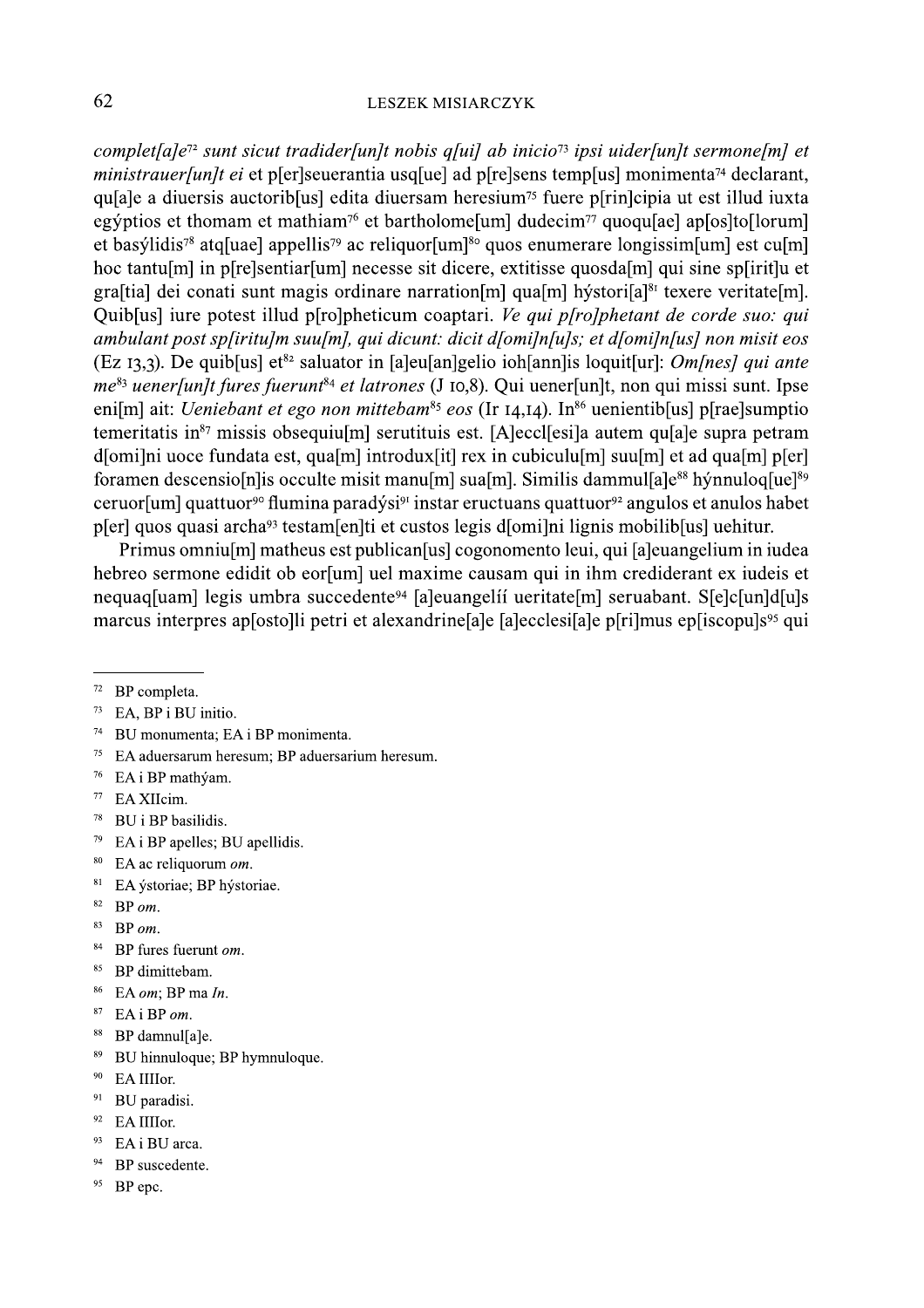*complet[a]e*[72] *sunt sicut tradider[un]t nobis q[ui] ab inicio*[73] *ipsi uider[un]t sermone[m] et ministrauer[un]t ei* et p[er]seuerantia usq[ue] ad p[re]sens temp[us] monimenta[74] declarant, qu[a]e a diuersis auctorib[us] edita diuersam heresium[75] fuere p[rin]cipia ut est illud iuxta egýptios et thomam et mathiam[76] et bartholome[um] dudecim[77] quoqu[ae] ap[os]to[lorum] et basýlidis[78] atq[uae] appellis[79] ac reliquor[um][80] quos enumerare longissim[um] est cu[m] hoc tantu[m] in p[re]sentiar[um] necesse sit dicere, extitisse quosda[m] qui sine sp[irit]u et gra[tia] dei conati sunt magis ordinare narration[m] qua[m] hýstori[a][81] texere veritate[m]. Quib[us] iure potest illud p[ro]pheticum coaptari. *Ve qui p[ro]phetant de corde suo: qui ambulant post sp[iritu]m suu[m], qui dicunt: dicit d[omi]n[u]s; et d[omi]n[us] non misit eos* (Ez 13,3). De quib[us] et[82] saluator in [a]eu[an]gelio ioh[ann]is loquit[ur]: *Om[nes] qui ante me*[83] *uener[un]t fures fuerunt*[84] *et latrones* (J 10,8). Qui uener[un]t, non qui missi sunt. Ipse eni[m] ait: *Ueniebant et ego non mittebam*[85] *eos* (Ir 14,14). In[86] uenientib[us] p[rae]sumptio temeritatis in[87] missis obsequiu[m] serutituis est. [A]eccl[esi]a autem qu[a]e supra petram d[omi]ni uoce fundata est, qua[m] introdux[it] rex in cubiculu[m] suu[m] et ad qua[m] p[er] foramen descensio[n]is occulte misit manu[m] sua[m]. Similis dammul[a]e[88] hýnnuloq[ue][89] ceruor[um] quattuor[90] flumina paradýsi[91] instar eructuans quattuor[92] angulos et anulos habet p[er] quos quasi archa[93] testam[en]ti et custos legis d[omi]ni lignis mobilib[us] uehitur.

Primus omniu[m] matheus est publican[us] cogonomento leui, qui [a]euangelium in iudea hebreo sermone edidit ob eor[um] uel maxime causam qui in ihm crediderant ex iudeis et nequaq[uam] legis umbra succedente[94] [a]euangelíí ueritate[m] seruabant. S[e]c[un]d[u]s marcus interpres ap[osto]li petri et alexandrine[a]e [a]ecclesi[a]e p[ri]mus ep[iscopu]s[95] qui

---

[72] BP completa.

[73] EA, BP i BU initio.

[74] BU monumenta; EA i BP monimenta.

[75] EA aduersarum heresum; BP aduersarium heresum.

[76] EA i BP mathýam.

[77] EA XIIcim.

[78] BU i BP basilidis.

[79] EA i BP apelles; BU apellidis.

[80] EA ac reliquorum *om*.

[81] EA ýstoriae; BP hýstoriae.

[82] BP *om*.

[83] BP *om*.

[84] BP fures fuerunt *om*.

[85] BP dimittebam.

[86] EA *om*; BP ma *In*.

[87] EA i BP *om*.

[88] BP damnul[a]e.

[89] BU hinnuloque; BP hymnuloque.

[90] EA IIIIor.

[91] BU paradisi.

[92] EA IIIIor.

[93] EA i BU arca.

[94] BP suscedente.

[95] BP epc.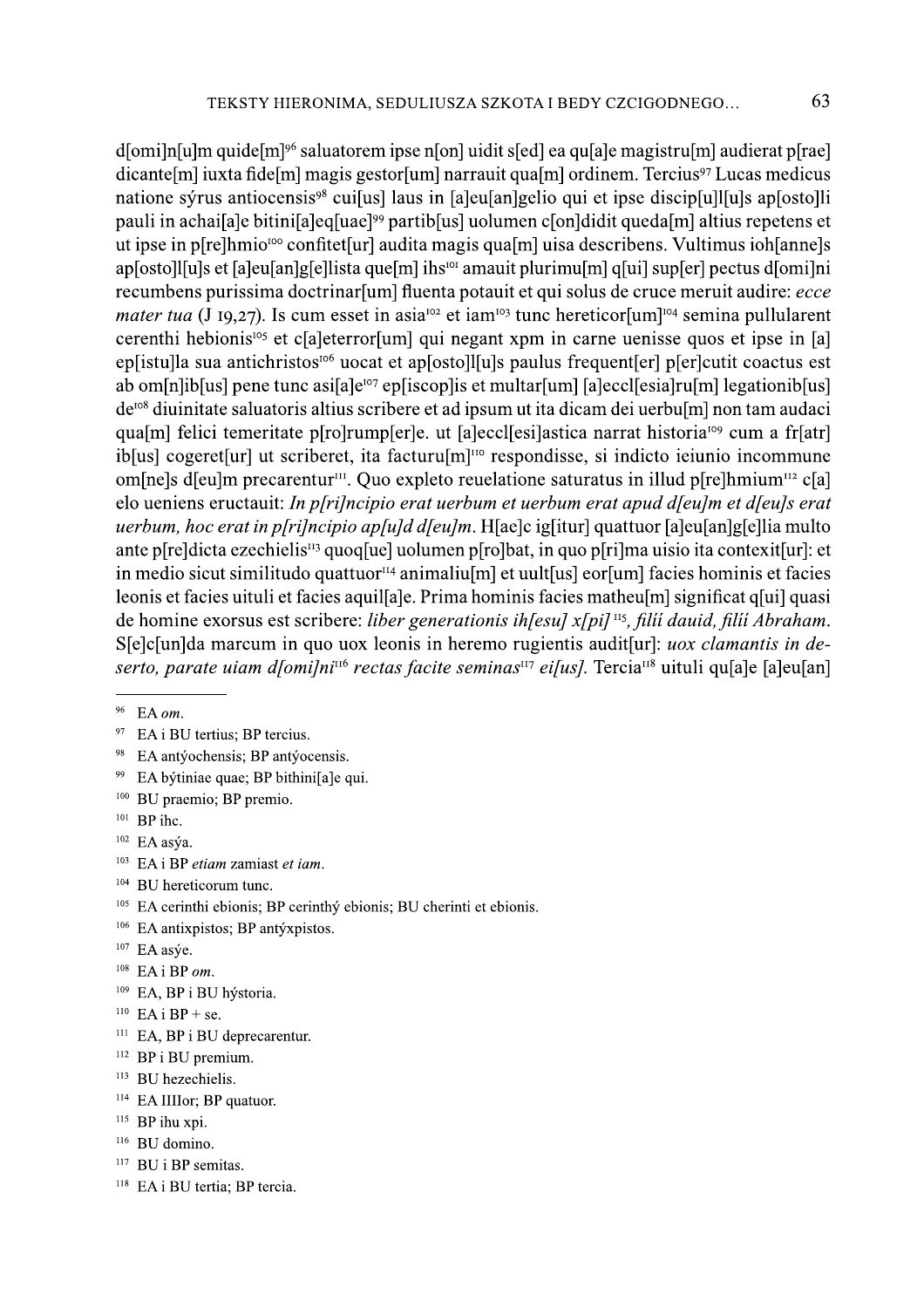d[omi]n[u]m quide[m][96] saluatorem ipse n[on] uidit s[ed] ea qu[a]e magistru[m] audierat p[rae] dicante[m] iuxta fide[m] magis gestor[um] narrauit qua[m] ordinem. Tercius[97] Lucas medicus natione sýrus antiocensis[98] cui[us] laus in [a]eu[an]gelio qui et ipse discip[u]l[u]s ap[osto]li pauli in achai[a]e bitini[a]eq[uae][99] partib[us] uolumen c[on]didit queda[m] altius repetens et ut ipse in p[re]hmio[100] confitet[ur] audita magis qua[m] uisa describens. Vultimus ioh[anne]s ap[osto]l[u]s et [a]eu[an]g[e]lista que[m] ihs[101] amauit plurimu[m] q[ui] sup[er] pectus d[omi]ni recumbens purissima doctrinar[um] fluenta potauit et qui solus de cruce meruit audire: *ecce mater tua* (J 19,27). Is cum esset in asia[102] et iam[103] tunc hereticor[um][104] semina pullularent cerenthi hebionis[105] et c[a]eterror[um] qui negant xpm in carne uenisse quos et ipse in [a] ep[istu]la sua antichristos[106] uocat et ap[osto]l[u]s paulus frequent[er] p[er]cutit coactus est ab om[n]ib[us] pene tunc asi[a]e[107] ep[iscop]is et multar[um] [a]eccl[esia]ru[m] legationib[us] de[108] diuinitate saluatoris altius scribere et ad ipsum ut ita dicam dei uerbu[m] non tam audaci qua[m] felici temeritate p[ro]rump[er]e. ut [a]eccl[esi]astica narrat historia[109] cum a fr[atr] ib[us] cogeret[ur] ut scriberet, ita facturu[m][110] respondisse, si indicto ieiunio incommune om[ne]s d[eu]m precarentur[111]. Quo expleto reuelatione saturatus in illud p[re]hmium[112] c[a] elo ueniens eructauit: *In p[ri]ncipio erat uerbum et uerbum erat apud d[eu]m et d[eu]s erat uerbum, hoc erat in p[ri]ncipio ap[u]d d[eu]m*. H[ae]c ig[itur] quattuor [a]eu[an]g[e]lia multo ante p[re]dicta ezechielis[113] quoq[ue] uolumen p[ro]bat, in quo p[ri]ma uisio ita contexit[ur]: et in medio sicut similitudo quattuor[114] animaliu[m] et uult[us] eor[um] facies hominis et facies leonis et facies uituli et facies aquil[a]e. Prima hominis facies matheu[m] significat q[ui] quasi de homine exorsus est scribere: *liber generationis ih[esu] x[pi]* [115], *filíí dauid, filíí Abraham*. S[e]c[un]da marcum in quo uox leonis in heremo rugientis audit[ur]: *uox clamantis in deserto, parate uiam d[omi]ni*[116] *rectas facite seminas*[117] *ei[us]*. Tercia[118] uituli qu[a]e [a]eu[an]

---

[96] EA *om*.

[97] EA i BU tertius; BP tercius.

[98] EA antýochensis; BP antýocensis.

[99] EA býtiniae quae; BP bithini[a]e qui.

[100] BU praemio; BP premio.

[101] BP ihc.

[102] EA asýa.

[103] EA i BP *etiam* zamiast *et iam*.

[104] BU hereticorum tunc.

[105] EA cerinthi ebionis; BP cerinthý ebionis; BU cherinti et ebionis.

[106] EA antixpistos; BP antýxpistos.

[107] EA asýe.

[108] EA i BP *om*.

[109] EA, BP i BU hýstoria.

[110] EA i BP + se.

[111] EA, BP i BU deprecarentur.

[112] BP i BU premium.

[113] BU hezechielis.

[114] EA IIIIor; BP quatuor.

[115] BP ihu xpi.

[116] BU domino.

[117] BU i BP semitas.

[118] EA i BU tertia; BP tercia.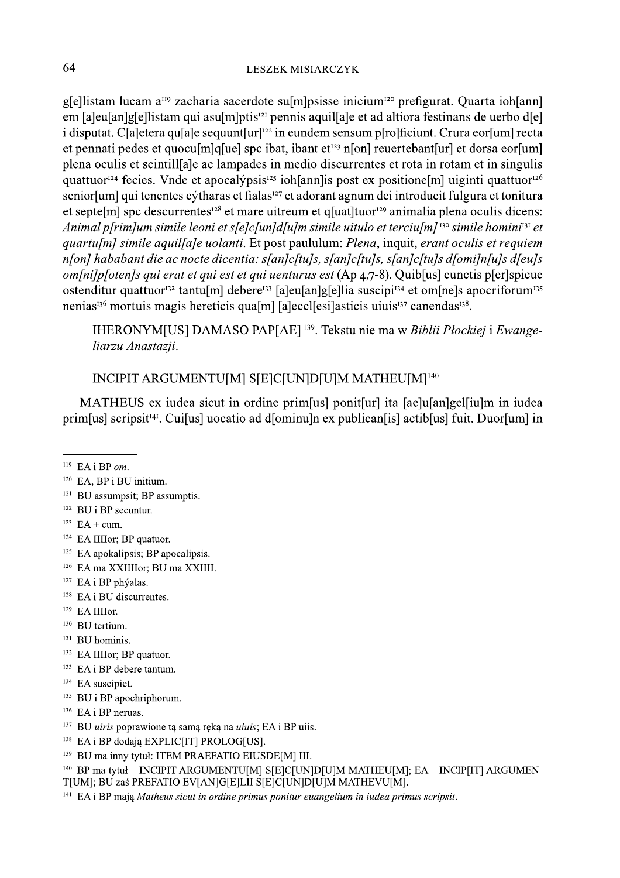g[e]llistam lucam a[119] zacharia sacerdote su[m]psisse inicium[120] prefigurat. Quarta ioh[ann]em [a]eu[an]g[e]llistam qui asu[m]ptis[121] pennis aquil[a]e et ad altiora festinans de uerbo d[e]i disputat. C[a]etera qu[a]e sequunt[ur][122] in eundem sensum p[ro]ficiunt. Crura eor[um] recta et pennati pedes et quocu[m]q[ue] spc ibat, ibant et[123] n[on] reuertebant[ur] et dorsa eor[um] plena oculis et scintill[a]e ac lampades in medio discurrentes et rota in rotam et in singulis quattuor[124] fecies. Vnde et apocalýpsis[125] ioh[ann]is post ex positione[m] uiginti quattuor[126] senior[um] qui tenentes cýtharas et fialas[127] et adorant agnum dei introducit fulgura et tonitura et septe[m] spc descurrentes[128] et mare uitreum et q[uat]tuor[129] animalia plena oculis dicens: *Animal p[rim]um simile leoni et s[e]c[un]d[u]m simile uitulo et terciu[m]* [130] *simile homini*[131] *et quartu[m] simile aquil[a]e uolanti*. Et post paululum: *Plena*, inquit, *erant oculis et requiem n[on] hababant die ac nocte dicentia: s[an]c[tu]s, s[an]c[tu]s, s[an]c[tu]s d[omi]n[u]s d[eu]s om[ni]p[oten]s qui erat et qui est et qui uenturus est* (Ap 4,7-8). Quib[us] cunctis p[er]spicue ostenditur quattuor[132] tantu[m] debere[133] [a]eu[an]g[e]llia suscipi[134] et om[ne]s apocriforum[135] nenias[136] mortuis magis hereticis qua[m] [a]eccl[esi]asticis uiuis[137] canendas[138].

IHERONYM[US] DAMASO PAP[AE] [139]. Tekstu nie ma w *Biblii Płockiej* i *Ewangeliarzu Anastazji*.

INCIPIT ARGUMENTU[M] S[E]C[UN]D[U]M MATHEU[M][140]

MATHEUS ex iudea sicut in ordine prim[us] ponit[ur] ita [ae]u[an]gel[iu]m in iudea prim[us] scripsit[141]. Cui[us] uocatio ad d[ominu]n ex publican[is] actib[us] fuit. Duor[um] in

---

[119] EA i BP *om*.
[120] EA, BP i BU initium.
[121] BU assumpsit; BP assumptis.
[122] BU i BP secuntur.
[123] EA + cum.
[124] EA IIIIor; BP quatuor.
[125] EA apokalipsis; BP apocalipsis.
[126] EA ma XXIIIIor; BU ma XXIIII.
[127] EA i BP phýalas.
[128] EA i BU discurrentes.
[129] EA IIIIor.
[130] BU tertium.
[131] BU hominis.
[132] EA IIIIor; BP quatuor.
[133] EA i BP debere tantum.
[134] EA suscipiet.
[135] BU i BP apochriphorum.
[136] EA i BP neruas.
[137] BU *uiris* poprawione tą samą ręką na *uiuis*; EA i BP uiis.
[138] EA i BP dodają EXPLIC[IT] PROLOG[US].
[139] BU ma inny tytuł: ITEM PRAEFATIO EIUSDE[M] III.
[140] BP ma tytuł – INCIPIT ARGUMENTU[M] S[E]C[UN]D[U]M MATHEU[M]; EA – INCIP[IT] ARGUMENT[UM]; BU zaś PREFATIO EV[AN]G[E]LII S[E]C[UN]D[U]M MATHEVU[M].
[141] EA i BP mają *Matheus sicut in ordine primus ponitur euangelium in iudea primus scripsit*.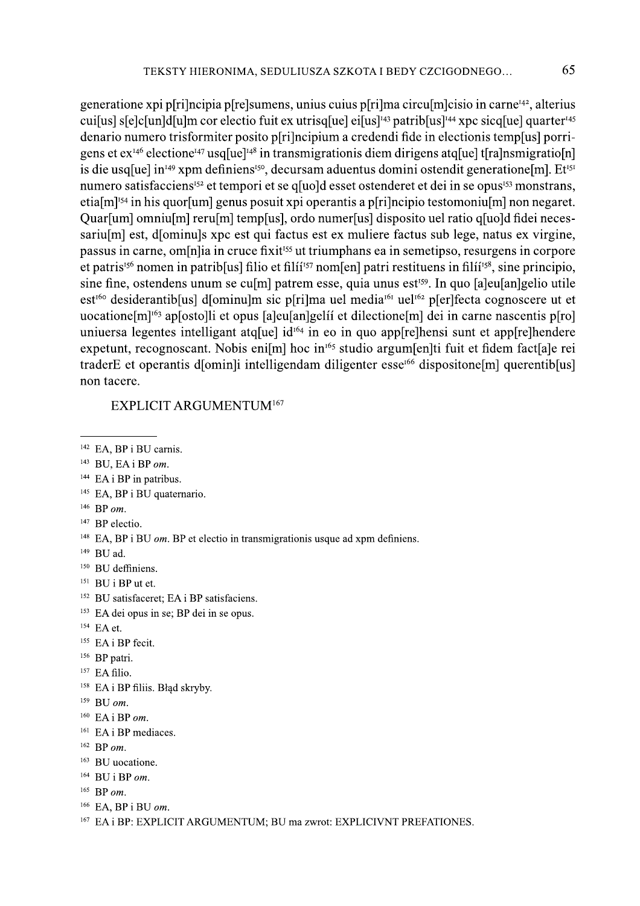generatione xpi p[ri]ncipia p[re]sumens, unius cuius p[ri]ma circu[m]cisio in carne[142], alterius cui[us] s[e]c[un]d[u]m cor electio fuit ex utrisq[ue] ei[us][143] patrib[us][144] xpc sicq[ue] quarter[145] denario numero trisformiter posito p[ri]ncipium a credendi fide in electionis temp[us] porrigens et ex[146] electione[147] usq[ue][148] in transmigrationis diem dirigens atq[ue] t[ra]nsmigratio[n] is die usq[ue] in[149] xpm definiens[150], decursam aduentus domini ostendit generatione[m]. Et[151] numero satisfacciens[152] et tempori et se q[uo]d esset ostenderet et dei in se opus[153] monstrans, etia[m][154] in his quor[um] genus posuit xpi operantis a p[ri]ncipio testomoniu[m] non negaret. Quar[um] omniu[m] reru[m] temp[us], ordo numer[us] disposito uel ratio q[uo]d fidei necessariu[m] est, d[ominu]s xpc est qui factus est ex muliere factus sub lege, natus ex virgine, passus in carne, om[n]ia in cruce fixit[155] ut triumphans ea in semetipso, resurgens in corpore et patris[156] nomen in patrib[us] filio et filíí[157] nom[en] patri restituens in filíí[158], sine principio, sine fine, ostendens unum se cu[m] patrem esse, quia unus est[159]. In quo [a]eu[an]gelio utile est[160] desiderantib[us] d[ominu]m sic p[ri]ma uel media[161] uel[162] p[er]fecta cognoscere ut et uocatione[m][163] ap[osto]li et opus [a]eu[an]gelíí et dilectione[m] dei in carne nascentis p[ro] uniuersa legentes intelligant atq[ue] id[164] in eo in quo app[re]hensi sunt et app[re]hendere expetunt, recognoscant. Nobis eni[m] hoc in[165] studio argum[en]ti fuit et fidem fact[a]e rei traderE et operantis d[omin]i intelligendam diligenter esse[166] dispositone[m] querentib[us] non tacere.

EXPLICIT ARGUMENTUM[167]

---

[142] EA, BP i BU carnis.

[143] BU, EA i BP *om*.

[144] EA i BP in patribus.

[145] EA, BP i BU quaternario.

[146] BP *om*.

[147] BP electio.

[148] EA, BP i BU *om*. BP et electio in transmigrationis usque ad xpm definiens.

[149] BU ad.

[150] BU deffiniens.

[151] BU i BP ut et.

[152] BU satisfaceret; EA i BP satisfaciens.

[153] EA dei opus in se; BP dei in se opus.

[154] EA et.

[155] EA i BP fecit.

[156] BP patri.

[157] EA filio.

[158] EA i BP filiis. Błąd skryby.

[159] BU *om*.

[160] EA i BP *om*.

[161] EA i BP mediaces.

[162] BP *om*.

[163] BU uocatione.

[164] BU i BP *om*.

[165] BP *om*.

[166] EA, BP i BU *om*.

[167] EA i BP: EXPLICIT ARGUMENTUM; BU ma zwrot: EXPLICIVNT PREFATIONES.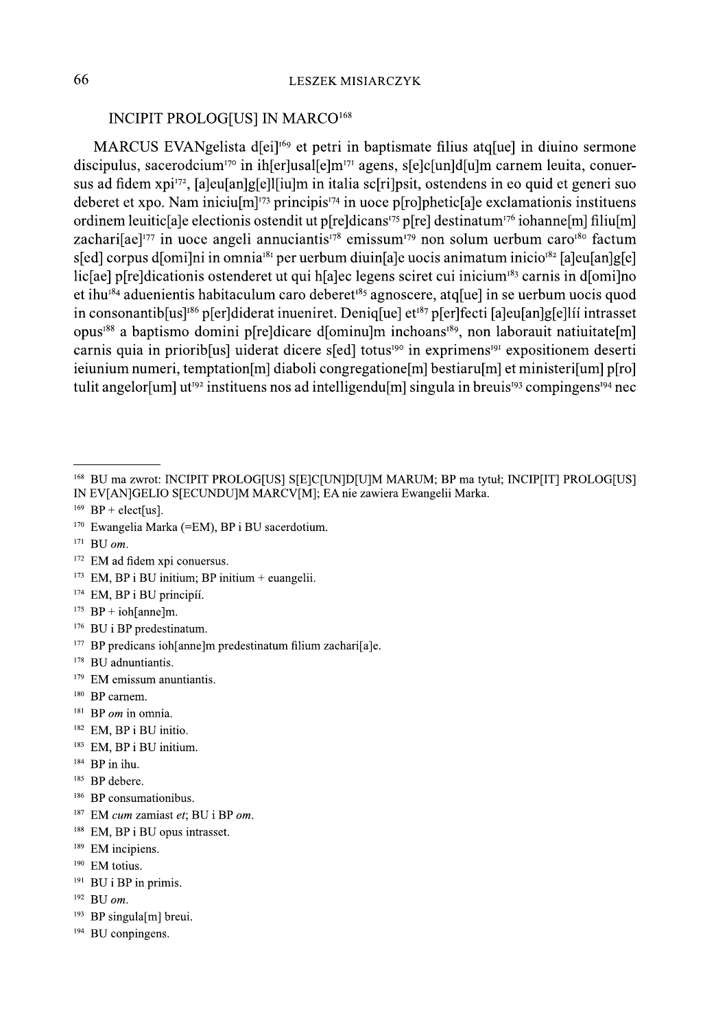INCIPIT PROLOG[US] IN MARCO[168]

MARCUS EVANgelista d[ei][169] et petri in baptismate filius atq[ue] in diuino sermone discipulus, sacerodcium[170] in ih[er]usal[e]m[171] agens, s[e]c[un]d[u]m carnem leuita, conuersus ad fidem xpi[172], [a]eu[an]g[e]l[iu]m in italia sc[ri]psit, ostendens in eo quid et generi suo deberet et xpo. Nam iniciu[m][173] principis[174] in uoce p[ro]phetic[a]e exclamationis instituens ordinem leuitic[a]e electionis ostendit ut p[re]dicans[175] p[re] destinatum[176] iohanne[m] filiu[m] zachari[ae][177] in uoce angeli annuciantis[178] emissum[179] non solum uerbum caro[180] factum s[ed] corpus d[omi]ni in omnia[181] per uerbum diuin[a]e uocis animatum inicio[182] [a]eu[an]g[e]lic[ae] p[re]dicationis ostenderet ut qui h[a]ec legens sciret cui inicium[183] carnis in d[omi]no et ihu[184] aduenientis habitaculum caro deberet[185] agnoscere, atq[ue] in se uerbum uocis quod in consonantib[us][186] p[er]diderat inueniret. Deniq[ue] et[187] p[er]fecti [a]eu[an]g[e]líí intrasset opus[188] a baptismo domini p[re]dicare d[ominu]m inchoans[189], non laborauit natiuitate[m] carnis quia in priorib[us] uiderat dicere s[ed] totus[190] in exprimens[191] expositionem deserti ieiunium numeri, temptation[m] diaboli congregatione[m] bestiaru[m] et ministeri[um] p[ro]tulit angelor[um] ut[192] instituens nos ad intelligendu[m] singula in breuis[193] compingens[194] nec

---

[168] BU ma zwrot: INCIPIT PROLOG[US] S[E]C[UN]D[U]M MARUM; BP ma tytuł; INCIP[IT] PROLOG[US] IN EV[AN]GELIO S[ECUNDU]M MARCV[M]; EA nie zawiera Ewangelii Marka.

[169] BP + elect[us].

[170] Ewangelia Marka (=EM), BP i BU sacerdotium.

[171] BU *om*.

[172] EM ad fidem xpi conuersus.

[173] EM, BP i BU initium; BP initium + euangelii.

[174] EM, BP i BU principíí.

[175] BP + ioh[anne]m.

[176] BU i BP predestinatum.

[177] BP predicans ioh[anne]m predestinatum filium zachari[a]e.

[178] BU adnuntiantis.

[179] EM emissum anuntiantis.

[180] BP carnem.

[181] BP *om* in omnia.

[182] EM, BP i BU initio.

[183] EM, BP i BU initium.

[184] BP in ihu.

[185] BP debere.

[186] BP consumationibus.

[187] EM *cum* zamiast *et*; BU i BP *om*.

[188] EM, BP i BU opus intrasset.

[189] EM incipiens.

[190] EM totius.

[191] BU i BP in primis.

[192] BU *om*.

[193] BP singula[m] breui.

[194] BU conpingens.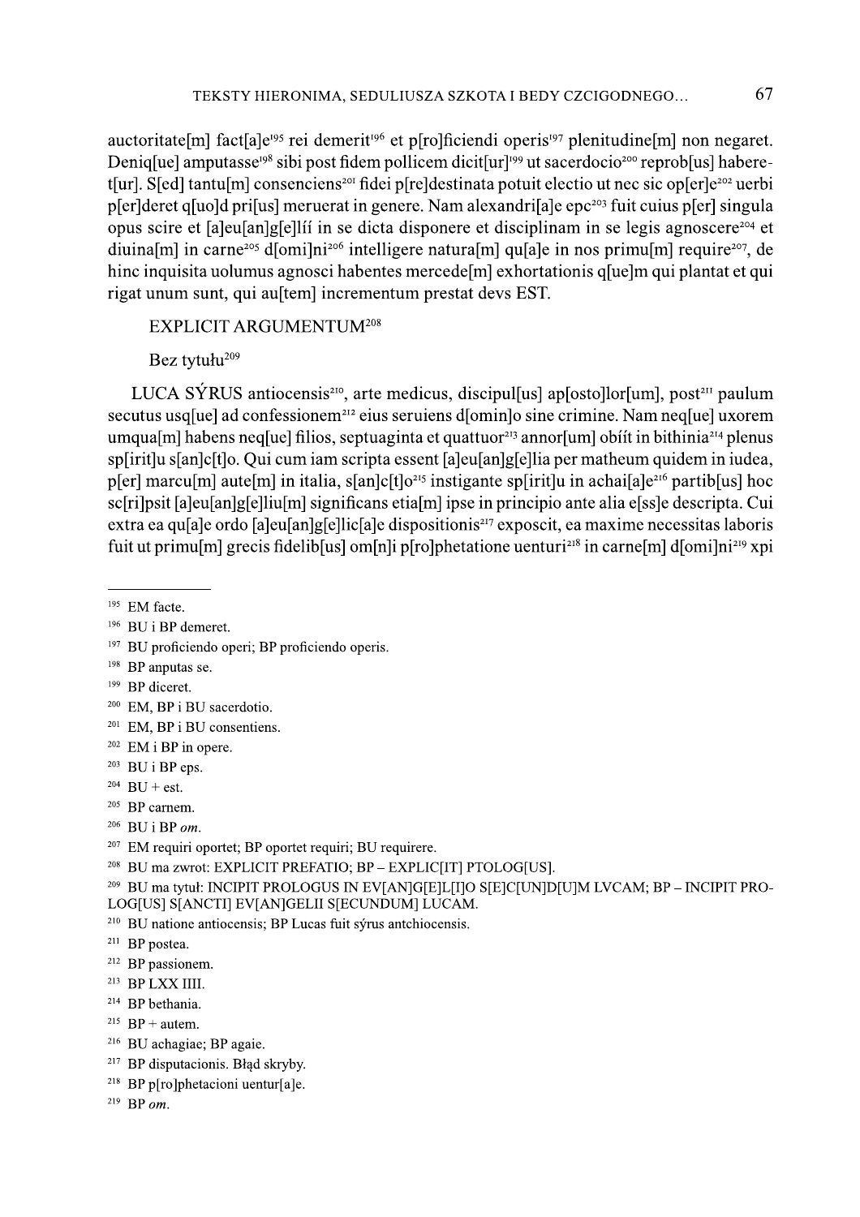auctoritate[m] fact[a]e[195] rei demerit[196] et p[ro]ficiendi operis[197] plenitudine[m] non negaret. Deniq[ue] amputasse[198] sibi post fidem pollicem dicit[ur][199] ut sacerdocio[200] reprob[us] haberet[ur]. S[ed] tantu[m] consenciens[201] fidei p[re]destinata potuit electio ut nec sic op[er]e[202] uerbi p[er]deret q[uo]d pri[us] meruerat in genere. Nam alexandri[a]e epc[203] fuit cuius p[er] singula opus scire et [a]eu[an]g[e]líí in se dicta disponere et disciplinam in se legis agnoscere[204] et diuina[m] in carne[205] d[omi]ni[206] intelligere natura[m] qu[a]e in nos primu[m] require[207], de hinc inquisita uolumus agnosci habentes mercede[m] exhortationis q[ue]m qui plantat et qui rigat unum sunt, qui au[tem] incrementum prestat devs EST.

EXPLICIT ARGUMENTUM[208]

Bez tytułu[209]

LUCA SÝRUS antiocensis[210], arte medicus, discipul[us] ap[osto]lor[um], post[211] paulum secutus usq[ue] ad confessionem[212] eius seruiens d[omin]o sine crimine. Nam neq[ue] uxorem umqua[m] habens neq[ue] filios, septuaginta et quattuor[213] annor[um] obíít in bithinia[214] plenus sp[irit]u s[an]c[t]o. Qui cum iam scripta essent [a]eu[an]g[e]lia per matheum quidem in iudea, p[er] marcu[m] aute[m] in italia, s[an]c[t]o[215] instigante sp[irit]u in achai[a]e[216] partib[us] hoc sc[ri]psit [a]eu[an]g[e]liu[m] significans etia[m] ipse in principio ante alia e[ss]e descripta. Cui extra ea qu[a]e ordo [a]eu[an]g[e]lic[a]e dispositionis[217] exposcit, ea maxime necessitas laboris fuit ut primu[m] grecis fidelib[us] om[n]i p[ro]phetatione uenturi[218] in carne[m] d[omi]ni[219] xpi

---

[195] EM facte.

[196] BU i BP demeret.

[197] BU proficiendo operi; BP proficiendo operis.

[198] BP anputas se.

[199] BP diceret.

[200] EM, BP i BU sacerdotio.

[201] EM, BP i BU consentiens.

[202] EM i BP in opere.

[203] BU i BP eps.

[204] BU + est.

[205] BP carnem.

[206] BU i BP *om*.

[207] EM requiri oportet; BP oportet requiri; BU requirere.

[208] BU ma zwrot: EXPLICIT PREFATIO; BP – EXPLIC[IT] PTOLOG[US].

[209] BU ma tytuł: INCIPIT PROLOGUS IN EV[AN]G[E]L[I]O S[E]C[UN]D[U]M LVCAM; BP – INCIPIT PROLOG[US] S[ANCTI] EV[AN]GELII S[ECUNDUM] LUCAM.

[210] BU natione antiocensis; BP Lucas fuit sýrus antchiocensis.

[211] BP postea.

[212] BP passionem.

[213] BP LXX IIII.

[214] BP bethania.

[215] BP + autem.

[216] BU achagiae; BP agaie.

[217] BP disputacionis. Błąd skryby.

[218] BP p[ro]phetacioni uentur[a]e.

[219] BP *om*.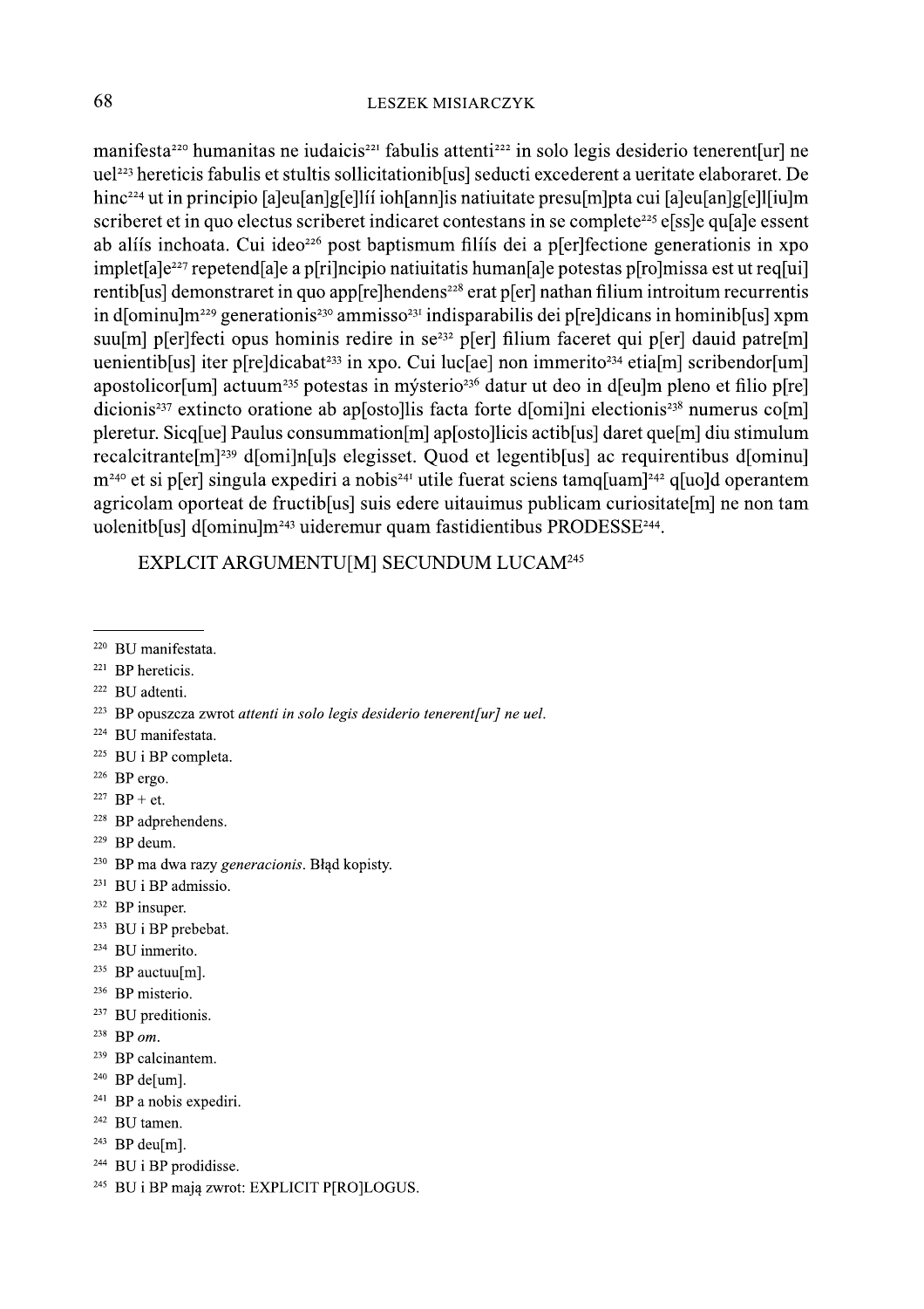manifesta[220] humanitas ne iudaicis[221] fabulis attenti[222] in solo legis desiderio tenerent[ur] ne uel[223] hereticis fabulis et stultis sollicitationib[us] seducti excederent a ueritate elaboraret. De hinc[224] ut in principio [a]eu[an]g[e]líí ioh[ann]is natiuitate presu[m]pta cui [a]eu[an]g[e]l[iu]m scriberet et in quo electus scriberet indicaret contestans in se complete[225] e[ss]e qu[a]e essent ab alíís inchoata. Cui ideo[226] post baptismum filíís dei a p[er]fectione generationis in xpo implet[a]e[227] repetend[a]e a p[ri]ncipio natiuitatis human[a]e potestas p[ro]missa est ut req[ui]rentib[us] demonstraret in quo app[re]hendens[228] erat p[er] nathan filium introitum recurrentis in d[ominu]m[229] generationis[230] ammisso[231] indisparabilis dei p[re]dicans in hominib[us] xpm suu[m] p[er]fecti opus hominis redire in se[232] p[er] filium faceret qui p[er] dauid patre[m] uenientib[us] iter p[re]dicabat[233] in xpo. Cui luc[ae] non immerito[234] etia[m] scribendor[um] apostolicor[um] actuum[235] potestas in mýsterio[236] datur ut deo in d[eu]m pleno et filio p[re]dicionis[237] extincto oratione ab ap[osto]lis facta forte d[omi]ni electionis[238] numerus co[m]pleretur. Sicq[ue] Paulus consummation[m] ap[osto]licis actib[us] daret que[m] diu stimulum recalcitrante[m][239] d[omi]n[u]s elegisset. Quod et legentib[us] ac requirentibus d[ominu]m[240] et si p[er] singula expediri a nobis[241] utile fuerat sciens tamq[uam][242] q[uo]d operantem agricolam oporteat de fructib[us] suis edere uitauimus publicam curiositate[m] ne non tam uolenitb[us] d[ominu]m[243] uideremur quam fastidientibus PRODESSE[244].

EXPLCIT ARGUMENTU[M] SECUNDUM LUCAM[245]

---

[220] BU manifestata.

[221] BP hereticis.

[222] BU adtenti.

[223] BP opuszcza zwrot *attenti in solo legis desiderio tenerent[ur] ne uel*.

[224] BU manifestata.

[225] BU i BP completa.

[226] BP ergo.

[227] BP + et.

[228] BP adprehendens.

[229] BP deum.

[230] BP ma dwa razy *generacionis*. Błąd kopisty.

[231] BU i BP admissio.

[232] BP insuper.

[233] BU i BP prebebat.

[234] BU inmerito.

[235] BP auctuu[m].

[236] BP misterio.

[237] BU preditionis.

[238] BP *om*.

[239] BP calcinantem.

[240] BP de[um].

[241] BP a nobis expediri.

[242] BU tamen.

[243] BP deu[m].

[244] BU i BP prodidisse.

[245] BU i BP mają zwrot: EXPLICIT P[RO]LOGUS.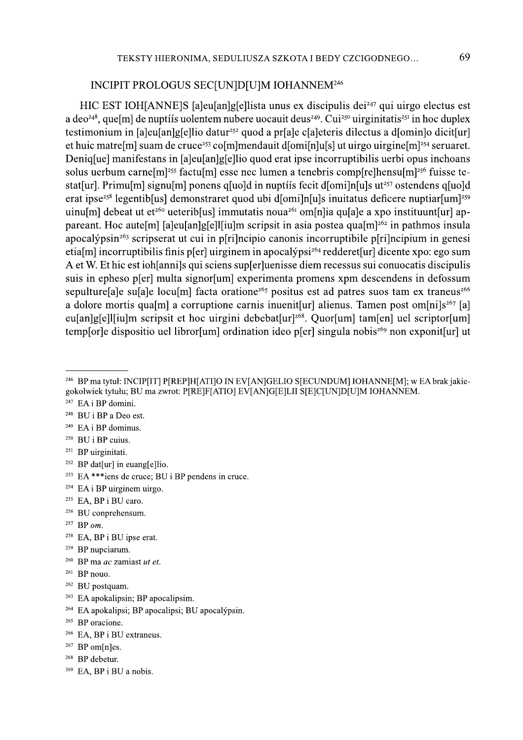INCIPIT PROLOGUS SEC[UN]D[U]M IOHANNEM[246]

HIC EST IOH[ANNE]S [a]eu[an]g[e]lista unus ex discipulis dei[247] qui uirgo electus est a deo[248], que[m] de nuptíís uolentem nubere uocauit deus[249]. Cui[250] uirginitatis[251] in hoc duplex testimonium in [a]eu[an]g[e]lio datur[252] quod a pr[a]e c[a]eteris dilectus a d[omin]o dicit[ur] et huic matre[m] suam de cruce[253] co[m]mendauit d[omi[n]u[s] ut uirgo uirgine[m][254] seruaret. Deniq[ue] manifestans in [a]eu[an]g[e]lio quod erat ipse incorruptibilis uerbi opus inchoans solus uerbum carne[m][255] factu[m] esse nec lumen a tenebris comp[re]hensu[m][256] fuisse testat[ur]. Primu[m] signu[m] ponens q[uo]d in nuptíís fecit d[omi]n[u]s ut[257] ostendens q[uo]d erat ipse[258] legentib[us] demonstraret quod ubi d[omi]n[u]s inuitatus deficere nuptiar[um][259] uinu[m] debeat ut et[260] ueterib[us] immutatis noua[261] om[n]ia qu[a]e a xpo instituunt[ur] appareant. Hoc aute[m] [a]eu[an]g[e]l[iu]m scripsit in asia postea qua[m][262] in pathmos insula apocalýpsin[263] scripserat ut cui in p[ri]ncipio canonis incorruptibile p[ri]ncipium in genesi etia[m] incorruptibilis finis p[er] uirginem in apocalýpsi[264] redderet[ur] dicente xpo: ego sum A et W. Et hic est ioh[anni]s qui sciens sup[er]uenisse diem recessus sui conuocatis discipulis suis in epheso p[er] multa signor[um] experimenta promens xpm descendens in defossum sepulture[a]e su[a]e locu[m] facta oratione[265] positus est ad patres suos tam ex traneus[266] a dolore mortis qua[m] a corruptione carnis inuenit[ur] alienus. Tamen post om[ni]s[267] [a] eu[an]g[e]l[iu]m scripsit et hoc uirgini debebat[ur][268]. Quor[um] tam[en] uel scriptor[um] temp[or]e dispositio uel libror[um] ordination ideo p[er] singula nobis[269] non exponit[ur] ut

---

[246] BP ma tytuł: INCIP[IT] P[REP]H[ATI]O IN EV[AN]GELIO S[ECUNDUM] IOHANNE[M]; w EA brak jakiegokolwiek tytułu; BU ma zwrot: P[RE]F[ATIO] EV[AN]G[E]LII S[E]C[UN]D[U]M IOHANNEM.

[247] EA i BP domini.

[248] BU i BP a Deo est.

[249] EA i BP dominus.

[250] BU i BP cuius.

[251] BP uirginitati.

[252] BP dat[ur] in euang[e]lio.

[253] EA ***iens de cruce; BU i BP pendens in cruce.

[254] EA i BP uirginem uirgo.

[255] EA, BP i BU caro.

[256] BU conprehensum.

[257] BP *om*.

[258] EA, BP i BU ipse erat.

[259] BP nupciarum.

[260] BP ma *ac* zamiast *ut et*.

[261] BP nouo.

[262] BU postquam.

[263] EA apokalipsin; BP apocalipsim.

[264] EA apokalipsi; BP apocalipsi; BU apocalýpsin.

[265] BP oracione.

[266] EA, BP i BU extraneus.

[267] BP om[n]es.

[268] BP debetur.

[269] EA, BP i BU a nobis.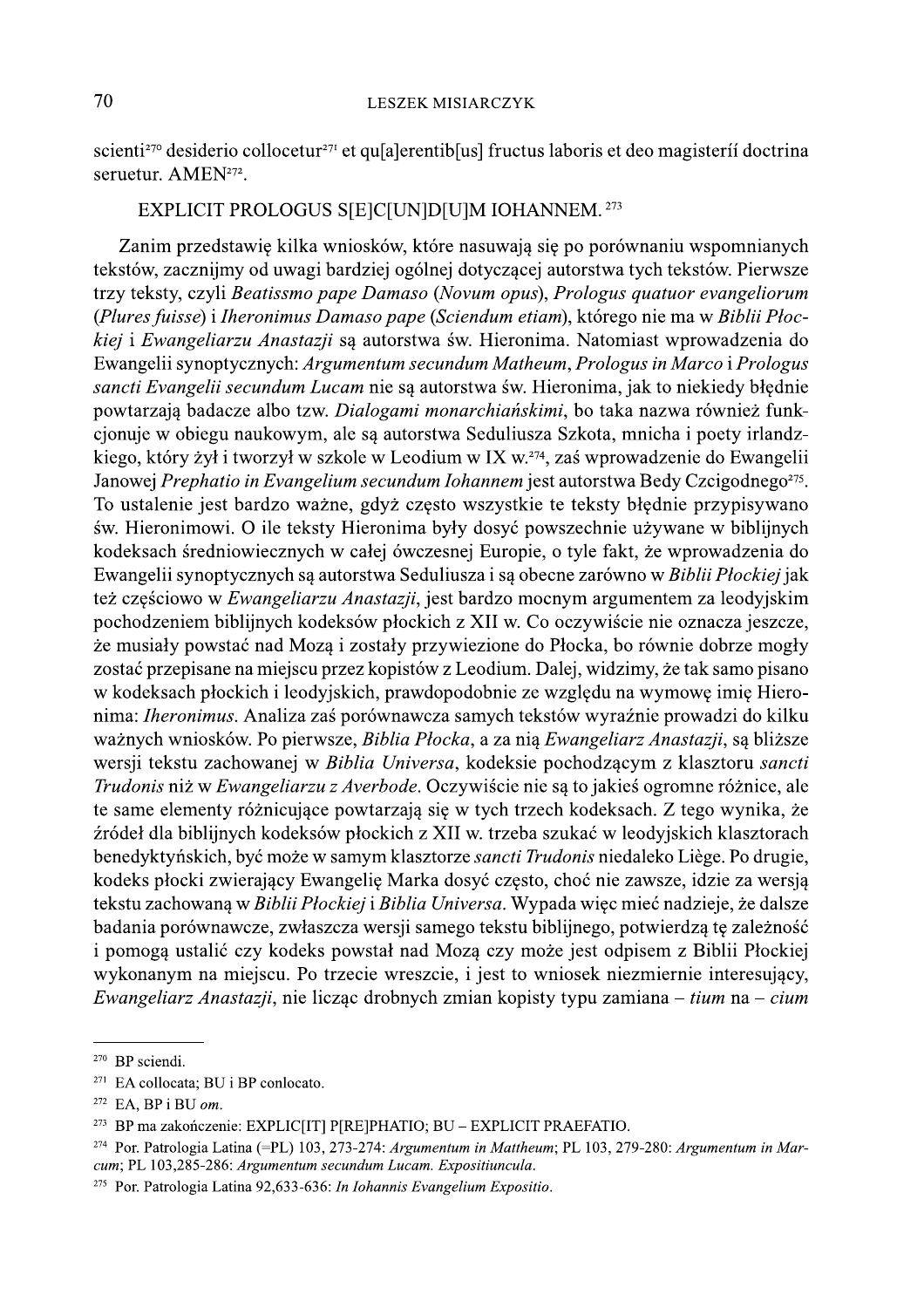scienti[270] desiderio collocetur[271] et qu[a]erentib[us] fructus laboris et deo magisterii doctrina seruetur. AMEN[272].

EXPLICIT PROLOGUS S[E]C[UN]D[U]M IOHANNEM. [273]

Zanim przedstawię kilka wniosków, które nasuwają się po porównaniu wspomnianych tekstów, zacznijmy od uwagi bardziej ogólnej dotyczącej autorstwa tych tekstów. Pierwsze trzy teksty, czyli *Beatissmo pape Damaso* (*Novum opus*), *Prologus quatuor evangeliorum* (*Plures fuisse*) i *Iheronimus Damaso pape* (*Sciendum etiam*), którego nie ma w *Biblii Płockiej* i *Ewangeliarzu Anastazji* są autorstwa św. Hieronima. Natomiast wprowadzenia do Ewangelii synoptycznych: *Argumentum secundum Matheum*, *Prologus in Marco* i *Prologus sancti Evangelii secundum Lucam* nie są autorstwa św. Hieronima, jak to niekiedy błędnie powtarzają badacze albo tzw. *Dialogami monarchiańskimi*, bo taka nazwa również funkcjonuje w obiegu naukowym, ale są autorstwa Seduliusza Szkota, mnicha i poety irlandzkiego, który żył i tworzył w szkole w Leodium w IX w.[274], zaś wprowadzenie do Ewangelii Janowej *Prephatio in Evangelium secundum Iohannem* jest autorstwa Bedy Czcigodnego[275]. To ustalenie jest bardzo ważne, gdyż często wszystkie te teksty błędnie przypisywano św. Hieronimowi. O ile teksty Hieronima były dosyć powszechnie używane w biblijnych kodeksach średniowiecznych w całej ówczesnej Europie, o tyle fakt, że wprowadzenia do Ewangelii synoptycznych są autorstwa Seduliusza i są obecne zarówno w *Biblii Płockiej* jak też częściowo w *Ewangeliarzu Anastazji*, jest bardzo mocnym argumentem za leodyjskim pochodzeniem biblijnych kodeksów płockich z XII w. Co oczywiście nie oznacza jeszcze, że musiały powstać nad Mozą i zostały przywiezione do Płocka, bo równie dobrze mogły zostać przepisane na miejscu przez kopistów z Leodium. Dalej, widzimy, że tak samo pisano w kodeksach płockich i leodyjskich, prawdopodobnie ze względu na wymowę imię Hieronima: *Iheronimus*. Analiza zaś porównawcza samych tekstów wyraźnie prowadzi do kilku ważnych wniosków. Po pierwsze, *Biblia Płocka*, a za nią *Ewangeliarz Anastazji*, są bliższe wersji tekstu zachowanej w *Biblia Universa*, kodeksie pochodzącym z klasztoru *sancti Trudonis* niż w *Ewangeliarzu z Averbode*. Oczywiście nie są to jakieś ogromne różnice, ale te same elementy różnicujące powtarzają się w tych trzech kodeksach. Z tego wynika, że źródeł dla biblijnych kodeksów płockich z XII w. trzeba szukać w leodyjskich klasztorach benedyktyńskich, być może w samym klasztorze *sancti Trudonis* niedaleko Liège. Po drugie, kodeks płocki zwierający Ewangelię Marka dosyć często, choć nie zawsze, idzie za wersją tekstu zachowaną w *Biblii Płockiej* i *Biblia Universa*. Wypada więc mieć nadzieję, że dalsze badania porównawcze, zwłaszcza wersji samego tekstu biblijnego, potwierdzą tę zależność i pomogą ustalić czy kodeks powstał nad Mozą czy może jest odpisem z Biblii Płockiej wykonanym na miejscu. Po trzecie wreszcie, i jest to wniosek niezmiernie interesujący, *Ewangeliarz Anastazji*, nie licząc drobnych zmian kopisty typu zamiana – *tium* na – *cium*

---

[270] BP sciendi.

[271] EA collocata; BU i BP conlocato.

[272] EA, BP i BU *om*.

[273] BP ma zakończenie: EXPLIC[IT] P[RE]PHATIO; BU – EXPLICIT PRAEFATIO.

[274] Por. Patrologia Latina (=PL) 103, 273-274: *Argumentum in Mattheum*; PL 103, 279-280: *Argumentum in Marcum*; PL 103,285-286: *Argumentum secundum Lucam. Expositiuncula*.

[275] Por. Patrologia Latina 92,633-636: *In Iohannis Evangelium Expositio*.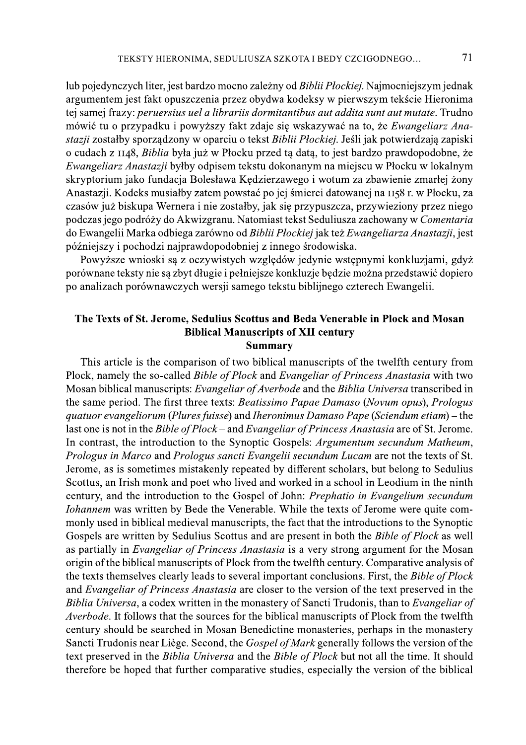lub pojedynczych liter, jest bardzo mocno zależny od *Biblii Płockiej*. Najmocniejszym jednak argumentem jest fakt opuszczenia przez obydwa kodeksy w pierwszym tekście Hieronima tej samej frazy: *peruersius uel a librariis dormitantibus aut addita sunt aut mutate*. Trudno mówić tu o przypadku i powyższy fakt zdaje się wskazywać na to, że *Ewangeliarz Anastazji* zostałby sporządzony w oparciu o tekst *Biblii Płockiej*. Jeśli jak potwierdzają zapiski o cudach z 1148, *Biblia* była już w Płocku przed tą datą, to jest bardzo prawdopodobne, że *Ewangeliarz Anastazji* byłby odpisem tekstu dokonanym na miejscu w Płocku w lokalnym skryptorium jako fundacja Bolesława Kędzierzawego i wotum za zbawienie zmarłej żony Anastazji. Kodeks musiałby zatem powstać po jej śmierci datowanej na 1158 r. w Płocku, za czasów już biskupa Wernera i nie zostałby, jak się przypuszcza, przywieziony przez niego podczas jego podróży do Akwizgranu. Natomiast tekst Seduliusza zachowany w *Comentaria* do Ewangelii Marka odbiega zarówno od *Biblii Płockiej* jak też *Ewangeliarza Anastazji*, jest późniejszy i pochodzi najprawdopodobniej z innego środowiska.

Powyższe wnioski są z oczywistych względów jedynie wstępnymi konkluzjami, gdyż porównane teksty nie są zbyt długie i pełniejsze konkluzje będzie można przedstawić dopiero po analizach porównawczych wersji samego tekstu biblijnego czterech Ewangelii.

## The Texts of St. Jerome, Sedulius Scottus and Beda Venerable in Plock and Mosan Biblical Manuscripts of XII century

### Summary

This article is the comparison of two biblical manuscripts of the twelfth century from Plock, namely the so-called *Bible of Plock* and *Evangeliar of Princess Anastasia* with two Mosan biblical manuscripts: *Evangeliar of Averbode* and the *Biblia Universa* transcribed in the same period. The first three texts: *Beatissimo Papae Damaso* (*Novum opus*), *Prologus quatuor evangeliorum* (*Plures fuisse*) and *Iheronimus Damaso Pape* (*Sciendum etiam*) – the last one is not in the *Bible of Plock* – and *Evangeliar of Princess Anastasia* are of St. Jerome. In contrast, the introduction to the Synoptic Gospels: *Argumentum secundum Matheum*, *Prologus in Marco* and *Prologus sancti Evangelii secundum Lucam* are not the texts of St. Jerome, as is sometimes mistakenly repeated by different scholars, but belong to Sedulius Scottus, an Irish monk and poet who lived and worked in a school in Leodium in the ninth century, and the introduction to the Gospel of John: *Prephatio in Evangelium secundum Iohannem* was written by Bede the Venerable. While the texts of Jerome were quite commonly used in biblical medieval manuscripts, the fact that the introductions to the Synoptic Gospels are written by Sedulius Scottus and are present in both the *Bible of Plock* as well as partially in *Evangeliar of Princess Anastasia* is a very strong argument for the Mosan origin of the biblical manuscripts of Plock from the twelfth century. Comparative analysis of the texts themselves clearly leads to several important conclusions. First, the *Bible of Plock* and *Evangeliar of Princess Anastasia* are closer to the version of the text preserved in the *Biblia Universa*, a codex written in the monastery of Sancti Trudonis, than to *Evangeliar of Averbode*. It follows that the sources for the biblical manuscripts of Plock from the twelfth century should be searched in Mosan Benedictine monasteries, perhaps in the monastery Sancti Trudonis near Liège. Second, the *Gospel of Mark* generally follows the version of the text preserved in the *Biblia Universa* and the *Bible of Plock* but not all the time. It should therefore be hoped that further comparative studies, especially the version of the biblical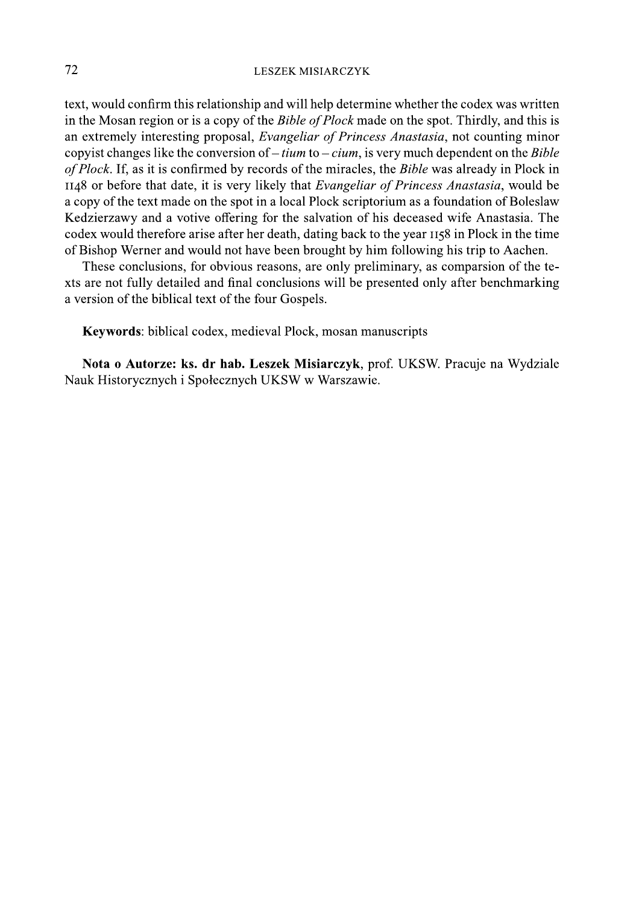text, would confirm this relationship and will help determine whether the codex was written in the Mosan region or is a copy of the *Bible of Plock* made on the spot. Thirdly, and this is an extremely interesting proposal, *Evangeliar of Princess Anastasia*, not counting minor copyist changes like the conversion of – *tium* to – *cium*, is very much dependent on the *Bible of Plock*. If, as it is confirmed by records of the miracles, the *Bible* was already in Plock in 1148 or before that date, it is very likely that *Evangeliar of Princess Anastasia*, would be a copy of the text made on the spot in a local Plock scriptorium as a foundation of Boleslaw Kedzierzawy and a votive offering for the salvation of his deceased wife Anastasia. The codex would therefore arise after her death, dating back to the year 1158 in Plock in the time of Bishop Werner and would not have been brought by him following his trip to Aachen.

These conclusions, for obvious reasons, are only preliminary, as comparsion of the texts are not fully detailed and final conclusions will be presented only after benchmarking a version of the biblical text of the four Gospels.

**Keywords**: biblical codex, medieval Plock, mosan manuscripts

**Nota o Autorze: ks. dr hab. Leszek Misiarczyk**, prof. UKSW. Pracuje na Wydziale Nauk Historycznych i Społecznych UKSW w Warszawie.